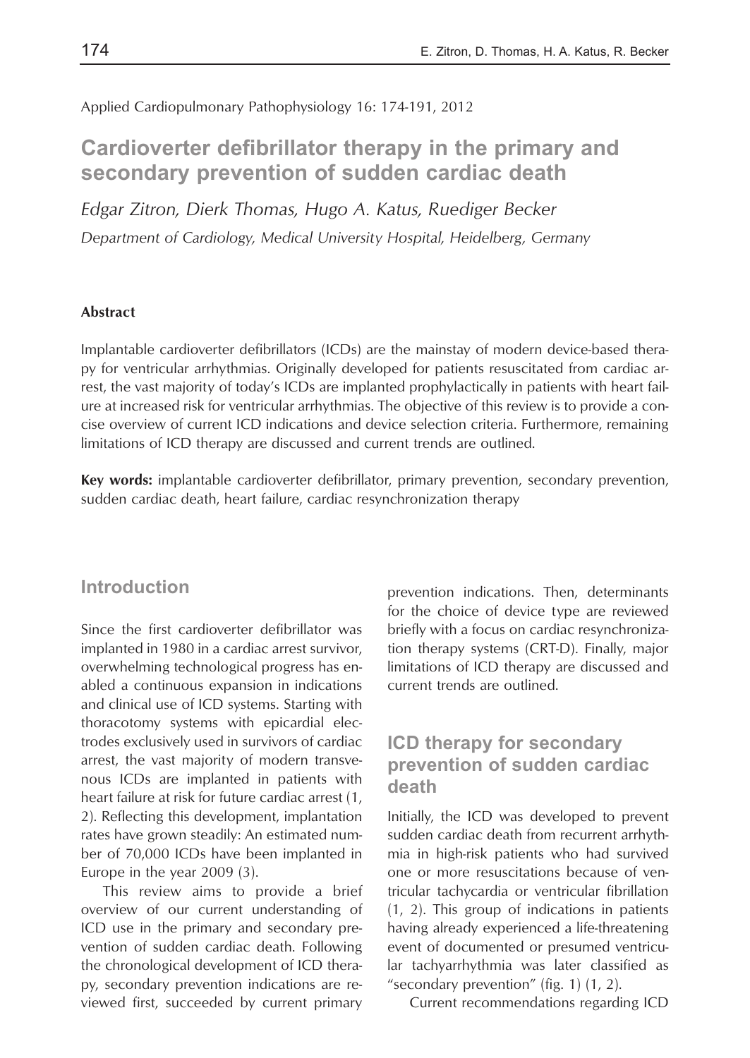Applied Cardiopulmonary Pathophysiology 16: 174-191, 2012

# Cardioverter defibrillator therapy in the primary and secondary prevention of sudden cardiac death

*Edgar Zitron, Dierk Thomas, Hugo A. Katus, Ruediger Becker*

*Department of Cardiology, Medical University Hospital, Heidelberg, Germany*

#### Abstract

Implantable cardioverter defibrillators (ICDs) are the mainstay of modern device-based therapy for ventricular arrhythmias. Originally developed for patients resuscitated from cardiac arrest, the vast majority of today's ICDs are implanted prophylactically in patients with heart failure at increased risk for ventricular arrhythmias. The objective of this review is to provide a concise overview of current ICD indications and device selection criteria. Furthermore, remaining limitations of ICD therapy are discussed and current trends are outlined.

**Key words:** implantable cardioverter defibrillator, primary prevention, secondary prevention, sudden cardiac death, heart failure, cardiac resynchronization therapy

## Introduction

Since the first cardioverter defibrillator was implanted in 1980 in a cardiac arrest survivor, overwhelming technological progress has enabled a continuous expansion in indications and clinical use of ICD systems. Starting with thoracotomy systems with epicardial electrodes exclusively used in survivors of cardiac arrest, the vast majority of modern transvenous ICDs are implanted in patients with heart failure at risk for future cardiac arrest (1, 2). Reflecting this development, implantation rates have grown steadily: An estimated number of 70,000 ICDs have been implanted in Europe in the year 2009 (3).

This review aims to provide a brief overview of our current understanding of ICD use in the primary and secondary prevention of sudden cardiac death. Following the chronological development of ICD therapy, secondary prevention indications are reviewed first, succeeded by current primary prevention indications. Then, determinants for the choice of device type are reviewed briefly with a focus on cardiac resynchronization therapy systems (CRT-D). Finally, major limitations of ICD therapy are discussed and current trends are outlined.

## ICD therapy for secondary prevention of sudden cardiac death

Initially, the ICD was developed to prevent sudden cardiac death from recurrent arrhythmia in high-risk patients who had survived one or more resuscitations because of ventricular tachycardia or ventricular fibrillation (1, 2). This group of indications in patients having already experienced a life-threatening event of documented or presumed ventricular tachyarrhythmia was later classified as "secondary prevention" (fig. 1) (1, 2).

Current recommendations regarding ICD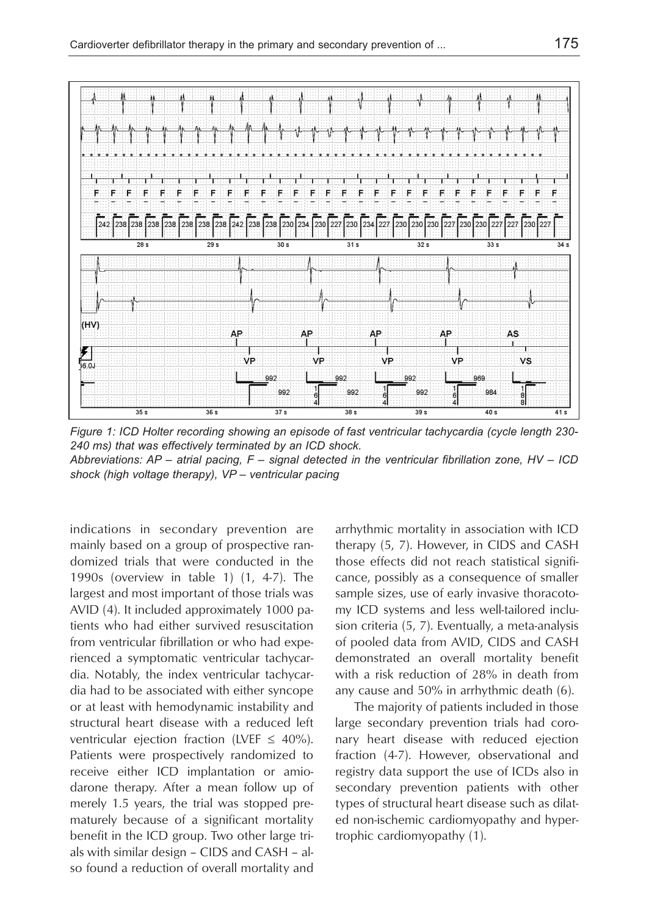*Figure 1: ICD Holter recording showing an episode of fast ventricular tachycardia (cycle length 230-240 ms) that was effectively terminated by an ICD shock.*
*Abbreviations: AP – atrial pacing, F – signal detected in the ventricular fibrillation zone, HV – ICD shock (high voltage therapy), VP – ventricular pacing*

indications in secondary prevention are mainly based on a group of prospective randomized trials that were conducted in the 1990s (overview in table 1) (1, 4-7). The largest and most important of those trials was AVID (4). It included approximately 1000 patients who had either survived resuscitation from ventricular fibrillation or who had experienced a symptomatic ventricular tachycardia. Notably, the index ventricular tachycardia had to be associated with either syncope or at least with hemodynamic instability and structural heart disease with a reduced left ventricular ejection fraction (LVEF $\leq$ 40%). Patients were prospectively randomized to receive either ICD implantation or amiodarone therapy. After a mean follow up of merely 1.5 years, the trial was stopped prematurely because of a significant mortality benefit in the ICD group. Two other large trials with similar design – CIDS and CASH – also found a reduction of overall mortality and arrhythmic mortality in association with ICD therapy (5, 7). However, in CIDS and CASH those effects did not reach statistical significance, possibly as a consequence of smaller sample sizes, use of early invasive thoracotomy ICD systems and less well-tailored inclusion criteria (5, 7). Eventually, a meta-analysis of pooled data from AVID, CIDS and CASH demonstrated an overall mortality benefit with a risk reduction of 28% in death from any cause and 50% in arrhythmic death (6).

The majority of patients included in those large secondary prevention trials had coronary heart disease with reduced ejection fraction (4-7). However, observational and registry data support the use of ICDs also in secondary prevention patients with other types of structural heart disease such as dilated non-ischemic cardiomyopathy and hypertrophic cardiomyopathy (1).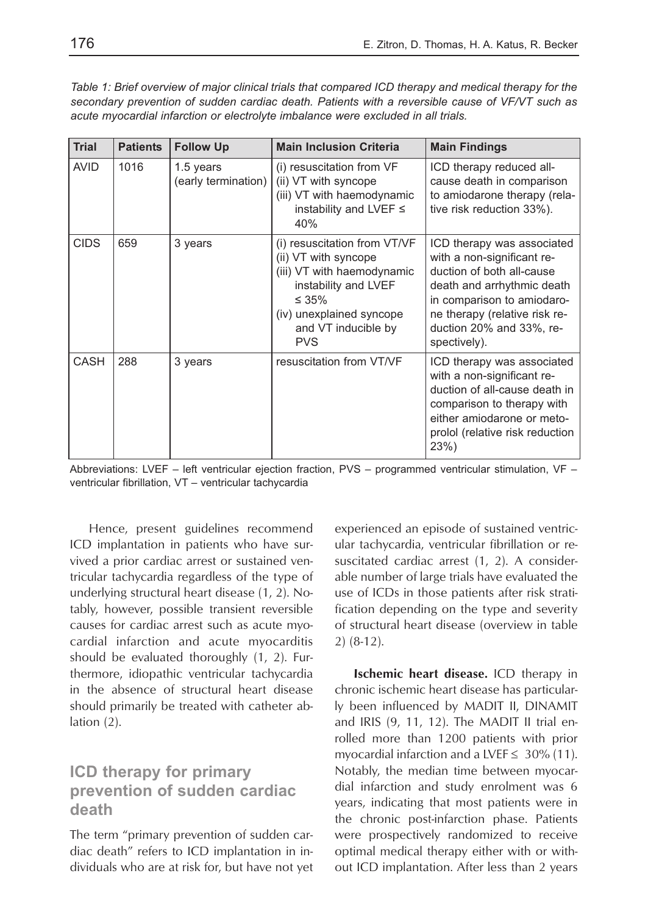*Table 1: Brief overview of major clinical trials that compared ICD therapy and medical therapy for the secondary prevention of sudden cardiac death. Patients with a reversible cause of VF/VT such as acute myocardial infarction or electrolyte imbalance were excluded in all trials.*

| Trial | Patients | Follow Up | Main Inclusion Criteria | Main Findings |
|---|---|---|---|---|
| AVID | 1016 | 1.5 years (early termination) | (i) resuscitation from VF (ii) VT with syncope (iii) VT with haemodynamic instability and LVEF ≤ 40% | ICD therapy reduced all-cause death in comparison to amiodarone therapy (relative risk reduction 33%). |
| CIDS | 659 | 3 years | (i) resuscitation from VT/VF (ii) VT with syncope (iii) VT with haemodynamic instability and LVEF ≤ 35% (iv) unexplained syncope and VT inducible by PVS | ICD therapy was associated with a non-significant reduction of both all-cause death and arrhythmic death in comparison to amiodarone therapy (relative risk reduction 20% and 33%, respectively). |
| CASH | 288 | 3 years | resuscitation from VT/VF | ICD therapy was associated with a non-significant reduction of all-cause death in comparison to therapy with either amiodarone or metoprolol (relative risk reduction 23%) |

Abbreviations: LVEF – left ventricular ejection fraction, PVS – programmed ventricular stimulation, VF – ventricular fibrillation, VT – ventricular tachycardia

Hence, present guidelines recommend ICD implantation in patients who have survived a prior cardiac arrest or sustained ventricular tachycardia regardless of the type of underlying structural heart disease (1, 2). Notably, however, possible transient reversible causes for cardiac arrest such as acute myocardial infarction and acute myocarditis should be evaluated thoroughly (1, 2). Furthermore, idiopathic ventricular tachycardia in the absence of structural heart disease should primarily be treated with catheter ablation (2).

## ICD therapy for primary prevention of sudden cardiac death

The term "primary prevention of sudden cardiac death" refers to ICD implantation in individuals who are at risk for, but have not yet experienced an episode of sustained ventricular tachycardia, ventricular fibrillation or resuscitated cardiac arrest (1, 2). A considerable number of large trials have evaluated the use of ICDs in those patients after risk stratification depending on the type and severity of structural heart disease (overview in table 2) (8-12).

**Ischemic heart disease.** ICD therapy in chronic ischemic heart disease has particularly been influenced by MADIT II, DINAMIT and IRIS (9, 11, 12). The MADIT II trial enrolled more than 1200 patients with prior myocardial infarction and a LVEF ≤ 30% (11). Notably, the median time between myocardial infarction and study enrolment was 6 years, indicating that most patients were in the chronic post-infarction phase. Patients were prospectively randomized to receive optimal medical therapy either with or without ICD implantation. After less than 2 years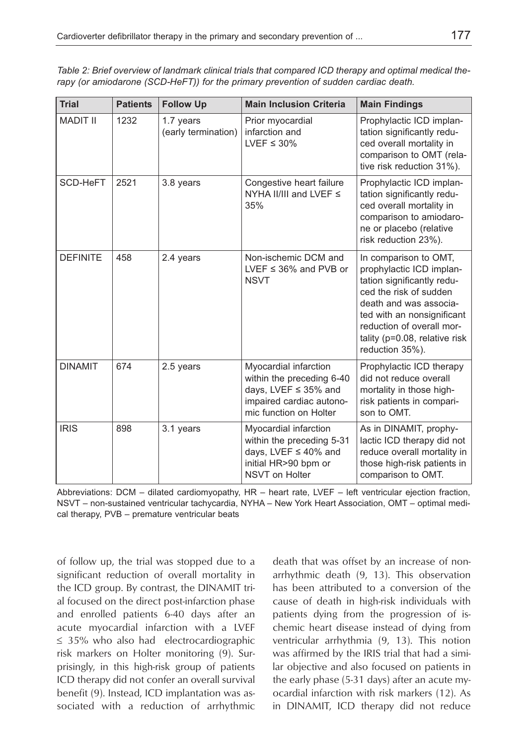*Table 2: Brief overview of landmark clinical trials that compared ICD therapy and optimal medical therapy (or amiodarone (SCD-HeFT)) for the primary prevention of sudden cardiac death.*

| Trial | Patients | Follow Up | Main Inclusion Criteria | Main Findings |
|---|---|---|---|---|
| MADIT II | 1232 | 1.7 years (early termination) | Prior myocardial infarction and LVEF ≤ 30% | Prophylactic ICD implantation significantly reduced overall mortality in comparison to OMT (relative risk reduction 31%). |
| SCD-HeFT | 2521 | 3.8 years | Congestive heart failure NYHA II/III and LVEF ≤ 35% | Prophylactic ICD implantation significantly reduced overall mortality in comparison to amiodarone or placebo (relative risk reduction 23%). |
| DEFINITE | 458 | 2.4 years | Non-ischemic DCM and LVEF ≤ 36% and PVB or NSVT | In comparison to OMT, prophylactic ICD implantation significantly reduced the risk of sudden death and was associated with an nonsignificant reduction of overall mortality (p=0.08, relative risk reduction 35%). |
| DINAMIT | 674 | 2.5 years | Myocardial infarction within the preceding 6-40 days, LVEF ≤ 35% and impaired cardiac autonomic function on Holter | Prophylactic ICD therapy did not reduce overall mortality in those high-risk patients in comparison to OMT. |
| IRIS | 898 | 3.1 years | Myocardial infarction within the preceding 5-31 days, LVEF ≤ 40% and initial HR>90 bpm or NSVT on Holter | As in DINAMIT, prophylactic ICD therapy did not reduce overall mortality in those high-risk patients in comparison to OMT. |

Abbreviations: DCM – dilated cardiomyopathy, HR – heart rate, LVEF – left ventricular ejection fraction, NSVT – non-sustained ventricular tachycardia, NYHA – New York Heart Association, OMT – optimal medical therapy, PVB – premature ventricular beats

of follow up, the trial was stopped due to a significant reduction of overall mortality in the ICD group. By contrast, the DINAMIT trial focused on the direct post-infarction phase and enrolled patients 6-40 days after an acute myocardial infarction with a LVEF ≤ 35% who also had electrocardiographic risk markers on Holter monitoring (9). Surprisingly, in this high-risk group of patients ICD therapy did not confer an overall survival benefit (9). Instead, ICD implantation was associated with a reduction of arrhythmic death that was offset by an increase of nonarrhythmic death (9, 13). This observation has been attributed to a conversion of the cause of death in high-risk individuals with patients dying from the progression of ischemic heart disease instead of dying from ventricular arrhythmia (9, 13). This notion was affirmed by the IRIS trial that had a similar objective and also focused on patients in the early phase (5-31 days) after an acute myocardial infarction with risk markers (12). As in DINAMIT, ICD therapy did not reduce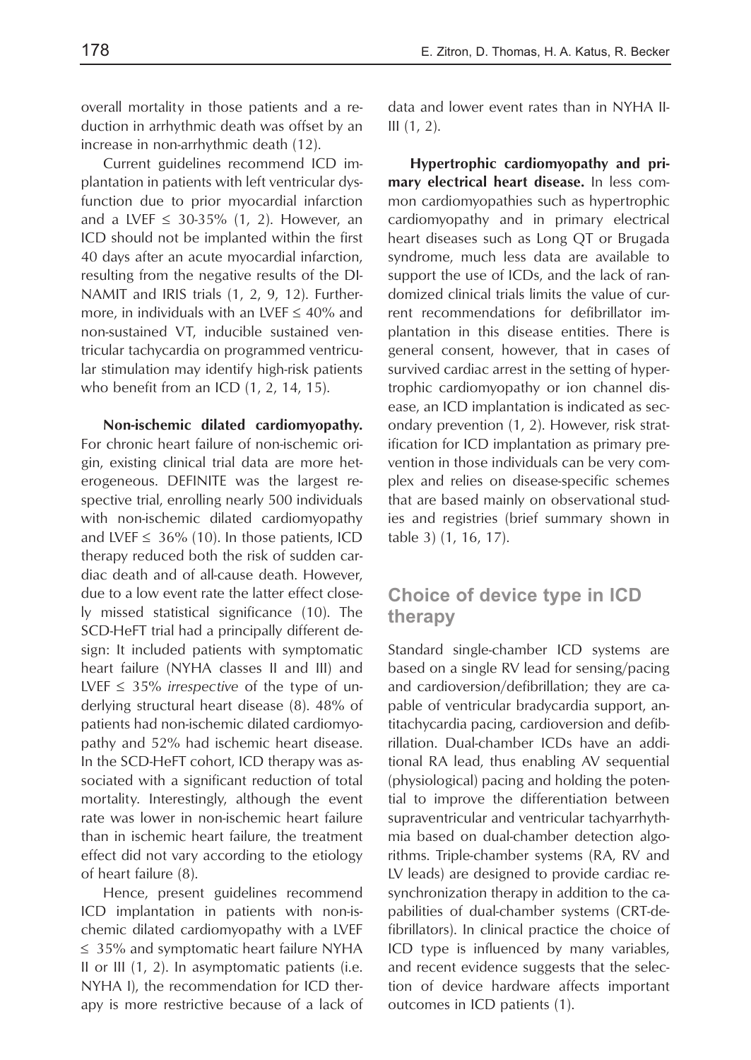overall mortality in those patients and a reduction in arrhythmic death was offset by an increase in non-arrhythmic death (12).

Current guidelines recommend ICD implantation in patients with left ventricular dysfunction due to prior myocardial infarction and a LVEF ≤ 30-35% (1, 2). However, an ICD should not be implanted within the first 40 days after an acute myocardial infarction, resulting from the negative results of the DINAMIT and IRIS trials (1, 2, 9, 12). Furthermore, in individuals with an LVEF ≤ 40% and non-sustained VT, inducible sustained ventricular tachycardia on programmed ventricular stimulation may identify high-risk patients who benefit from an ICD (1, 2, 14, 15).

**Non-ischemic dilated cardiomyopathy.** For chronic heart failure of non-ischemic origin, existing clinical trial data are more heterogeneous. DEFINITE was the largest respective trial, enrolling nearly 500 individuals with non-ischemic dilated cardiomyopathy and LVEF ≤ 36% (10). In those patients, ICD therapy reduced both the risk of sudden cardiac death and of all-cause death. However, due to a low event rate the latter effect closely missed statistical significance (10). The SCD-HeFT trial had a principally different design: It included patients with symptomatic heart failure (NYHA classes II and III) and LVEF ≤ 35% *irrespective* of the type of underlying structural heart disease (8). 48% of patients had non-ischemic dilated cardiomyopathy and 52% had ischemic heart disease. In the SCD-HeFT cohort, ICD therapy was associated with a significant reduction of total mortality. Interestingly, although the event rate was lower in non-ischemic heart failure than in ischemic heart failure, the treatment effect did not vary according to the etiology of heart failure (8).

Hence, present guidelines recommend ICD implantation in patients with non-ischemic dilated cardiomyopathy with a LVEF ≤ 35% and symptomatic heart failure NYHA II or III (1, 2). In asymptomatic patients (i.e. NYHA I), the recommendation for ICD therapy is more restrictive because of a lack of data and lower event rates than in NYHA II-III (1, 2).

**Hypertrophic cardiomyopathy and primary electrical heart disease.** In less common cardiomyopathies such as hypertrophic cardiomyopathy and in primary electrical heart diseases such as Long QT or Brugada syndrome, much less data are available to support the use of ICDs, and the lack of randomized clinical trials limits the value of current recommendations for defibrillator implantation in this disease entities. There is general consent, however, that in cases of survived cardiac arrest in the setting of hypertrophic cardiomyopathy or ion channel disease, an ICD implantation is indicated as secondary prevention (1, 2). However, risk stratification for ICD implantation as primary prevention in those individuals can be very complex and relies on disease-specific schemes that are based mainly on observational studies and registries (brief summary shown in table 3) (1, 16, 17).

## Choice of device type in ICD therapy

Standard single-chamber ICD systems are based on a single RV lead for sensing/pacing and cardioversion/defibrillation; they are capable of ventricular bradycardia support, antitachycardia pacing, cardioversion and defibrillation. Dual-chamber ICDs have an additional RA lead, thus enabling AV sequential (physiological) pacing and holding the potential to improve the differentiation between supraventricular and ventricular tachyarrhythmia based on dual-chamber detection algorithms. Triple-chamber systems (RA, RV and LV leads) are designed to provide cardiac resynchronization therapy in addition to the capabilities of dual-chamber systems (CRT-defibrillators). In clinical practice the choice of ICD type is influenced by many variables, and recent evidence suggests that the selection of device hardware affects important outcomes in ICD patients (1).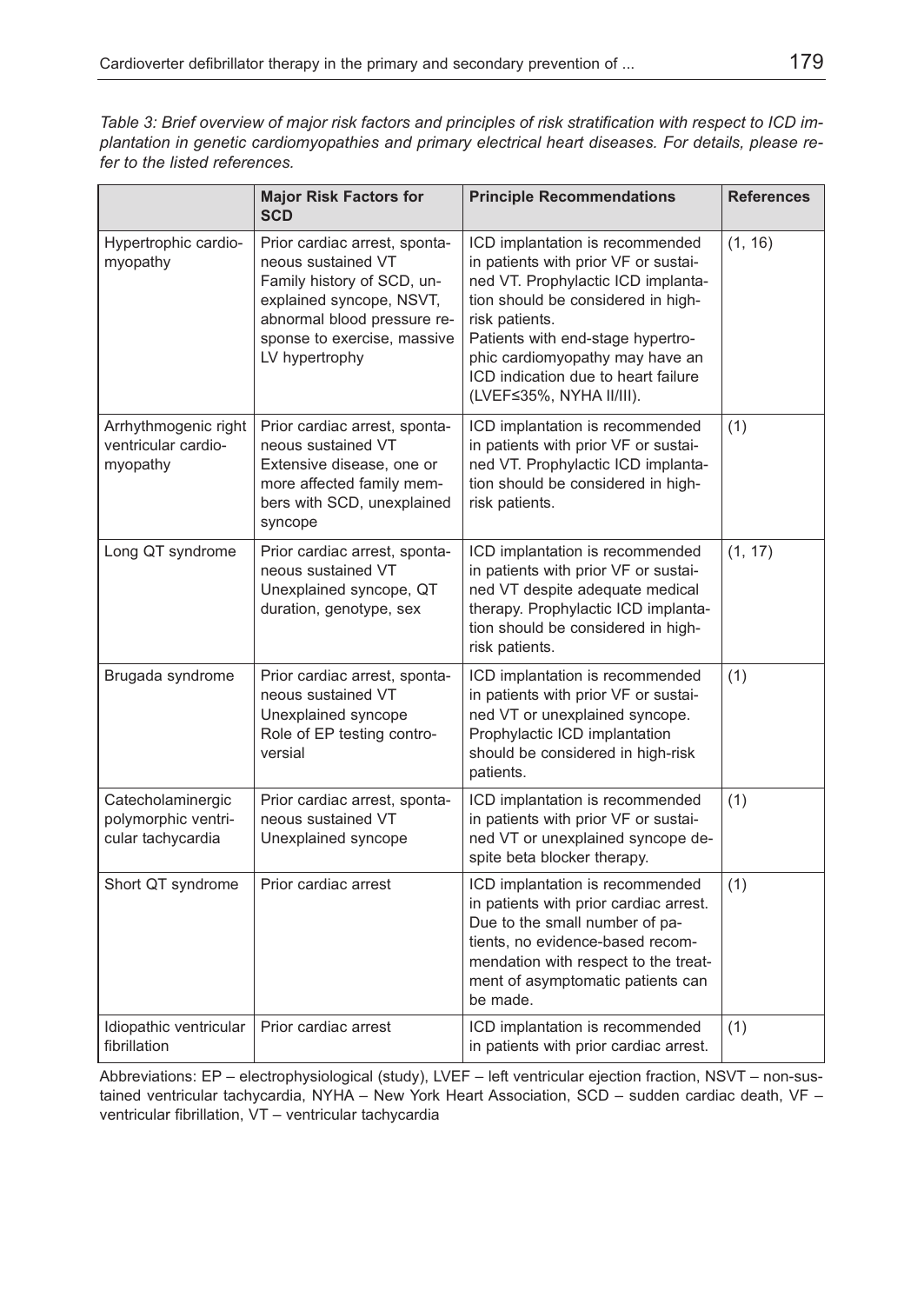*Table 3: Brief overview of major risk factors and principles of risk stratification with respect to ICD implantation in genetic cardiomyopathies and primary electrical heart diseases. For details, please refer to the listed references.*

| | **Major Risk Factors for SCD** | **Principle Recommendations** | **References** |
|---|---|---|---|
| Hypertrophic cardiomyopathy | Prior cardiac arrest, spontaneous sustained VT<br>Family history of SCD, unexplained syncope, NSVT, abnormal blood pressure response to exercise, massive LV hypertrophy | ICD implantation is recommended in patients with prior VF or sustained VT. Prophylactic ICD implantation should be considered in high-risk patients.<br>Patients with end-stage hypertrophic cardiomyopathy may have an ICD indication due to heart failure (LVEF≤35%, NYHA II/III). | (1, 16) |
| Arrhythmogenic right ventricular cardiomyopathy | Prior cardiac arrest, spontaneous sustained VT<br>Extensive disease, one or more affected family members with SCD, unexplained syncope | ICD implantation is recommended in patients with prior VF or sustained VT. Prophylactic ICD implantation should be considered in high-risk patients. | (1) |
| Long QT syndrome | Prior cardiac arrest, spontaneous sustained VT<br>Unexplained syncope, QT duration, genotype, sex | ICD implantation is recommended in patients with prior VF or sustained VT despite adequate medical therapy. Prophylactic ICD implantation should be considered in high-risk patients. | (1, 17) |
| Brugada syndrome | Prior cardiac arrest, spontaneous sustained VT<br>Unexplained syncope<br>Role of EP testing controversial | ICD implantation is recommended in patients with prior VF or sustained VT or unexplained syncope. Prophylactic ICD implantation should be considered in high-risk patients. | (1) |
| Catecholaminergic polymorphic ventricular tachycardia | Prior cardiac arrest, spontaneous sustained VT<br>Unexplained syncope | ICD implantation is recommended in patients with prior VF or sustained VT or unexplained syncope despite beta blocker therapy. | (1) |
| Short QT syndrome | Prior cardiac arrest | ICD implantation is recommended in patients with prior cardiac arrest. Due to the small number of patients, no evidence-based recommendation with respect to the treatment of asymptomatic patients can be made. | (1) |
| Idiopathic ventricular fibrillation | Prior cardiac arrest | ICD implantation is recommended in patients with prior cardiac arrest. | (1) |

Abbreviations: EP – electrophysiological (study), LVEF – left ventricular ejection fraction, NSVT – non-sustained ventricular tachycardia, NYHA – New York Heart Association, SCD – sudden cardiac death, VF – ventricular fibrillation, VT – ventricular tachycardia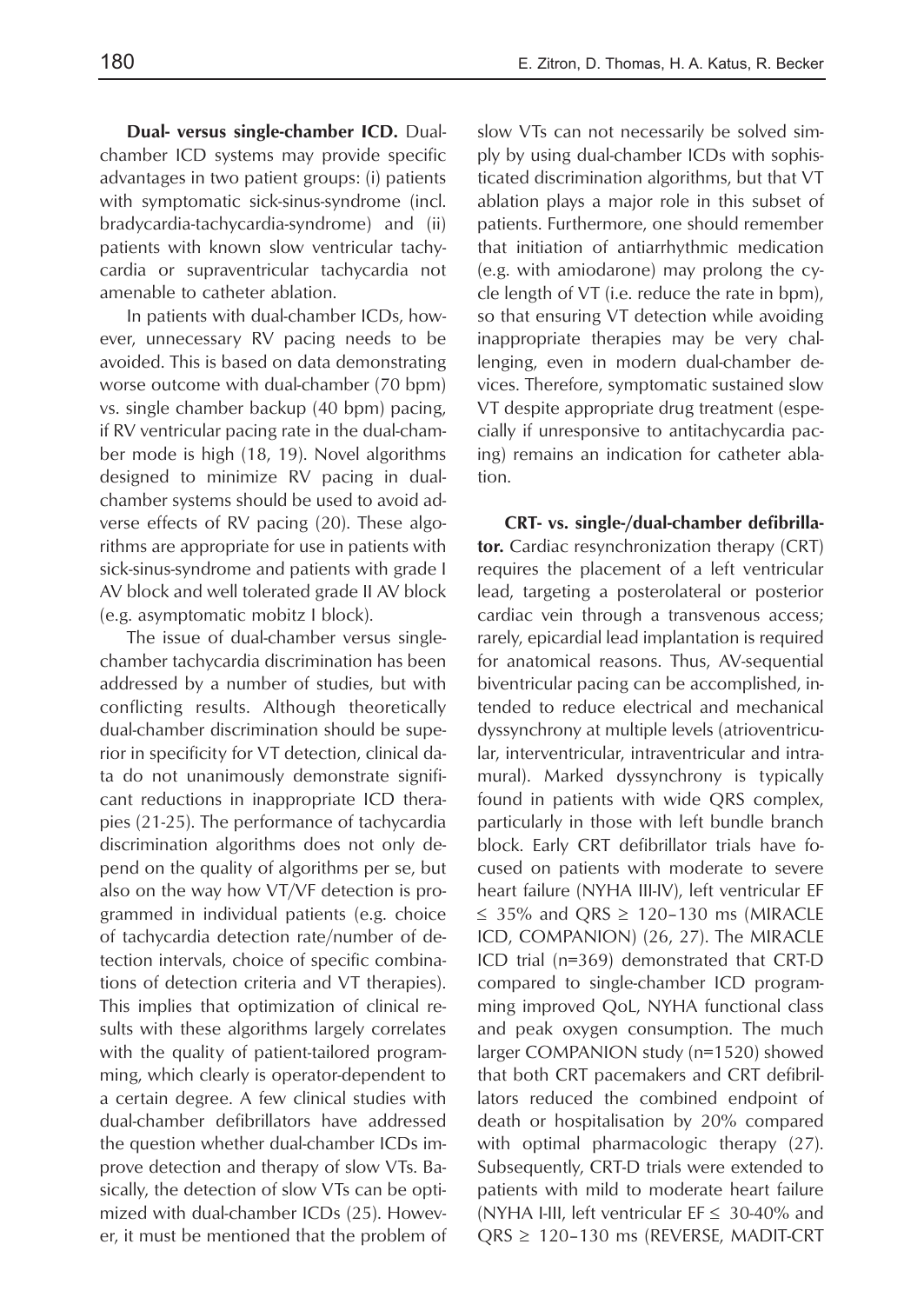**Dual- versus single-chamber ICD.** Dual-chamber ICD systems may provide specific advantages in two patient groups: (i) patients with symptomatic sick-sinus-syndrome (incl. bradycardia-tachycardia-syndrome) and (ii) patients with known slow ventricular tachycardia or supraventricular tachycardia not amenable to catheter ablation.

In patients with dual-chamber ICDs, however, unnecessary RV pacing needs to be avoided. This is based on data demonstrating worse outcome with dual-chamber (70 bpm) vs. single chamber backup (40 bpm) pacing, if RV ventricular pacing rate in the dual-chamber mode is high (18, 19). Novel algorithms designed to minimize RV pacing in dual-chamber systems should be used to avoid adverse effects of RV pacing (20). These algorithms are appropriate for use in patients with sick-sinus-syndrome and patients with grade I AV block and well tolerated grade II AV block (e.g. asymptomatic mobitz I block).

The issue of dual-chamber versus single-chamber tachycardia discrimination has been addressed by a number of studies, but with conflicting results. Although theoretically dual-chamber discrimination should be superior in specificity for VT detection, clinical data do not unanimously demonstrate significant reductions in inappropriate ICD therapies (21-25). The performance of tachycardia discrimination algorithms does not only depend on the quality of algorithms per se, but also on the way how VT/VF detection is programmed in individual patients (e.g. choice of tachycardia detection rate/number of detection intervals, choice of specific combinations of detection criteria and VT therapies). This implies that optimization of clinical results with these algorithms largely correlates with the quality of patient-tailored programming, which clearly is operator-dependent to a certain degree. A few clinical studies with dual-chamber defibrillators have addressed the question whether dual-chamber ICDs improve detection and therapy of slow VTs. Basically, the detection of slow VTs can be optimized with dual-chamber ICDs (25). However, it must be mentioned that the problem of slow VTs can not necessarily be solved simply by using dual-chamber ICDs with sophisticated discrimination algorithms, but that VT ablation plays a major role in this subset of patients. Furthermore, one should remember that initiation of antiarrhythmic medication (e.g. with amiodarone) may prolong the cycle length of VT (i.e. reduce the rate in bpm), so that ensuring VT detection while avoiding inappropriate therapies may be very challenging, even in modern dual-chamber devices. Therefore, symptomatic sustained slow VT despite appropriate drug treatment (especially if unresponsive to antitachycardia pacing) remains an indication for catheter ablation.

**CRT- vs. single-/dual-chamber defibrillator.** Cardiac resynchronization therapy (CRT) requires the placement of a left ventricular lead, targeting a posterolateral or posterior cardiac vein through a transvenous access; rarely, epicardial lead implantation is required for anatomical reasons. Thus, AV-sequential biventricular pacing can be accomplished, intended to reduce electrical and mechanical dyssynchrony at multiple levels (atrioventricular, interventricular, intraventricular and intramural). Marked dyssynchrony is typically found in patients with wide QRS complex, particularly in those with left bundle branch block. Early CRT defibrillator trials have focused on patients with moderate to severe heart failure (NYHA III-IV), left ventricular EF $\leq$ 35% and QRS $\geq$ 120–130 ms (MIRACLE ICD, COMPANION) (26, 27). The MIRACLE ICD trial (n=369) demonstrated that CRT-D compared to single-chamber ICD programming improved QoL, NYHA functional class and peak oxygen consumption. The much larger COMPANION study (n=1520) showed that both CRT pacemakers and CRT defibrillators reduced the combined endpoint of death or hospitalisation by 20% compared with optimal pharmacologic therapy (27). Subsequently, CRT-D trials were extended to patients with mild to moderate heart failure (NYHA I-III, left ventricular EF $\leq$ 30-40% and QRS $\geq$ 120–130 ms (REVERSE, MADIT-CRT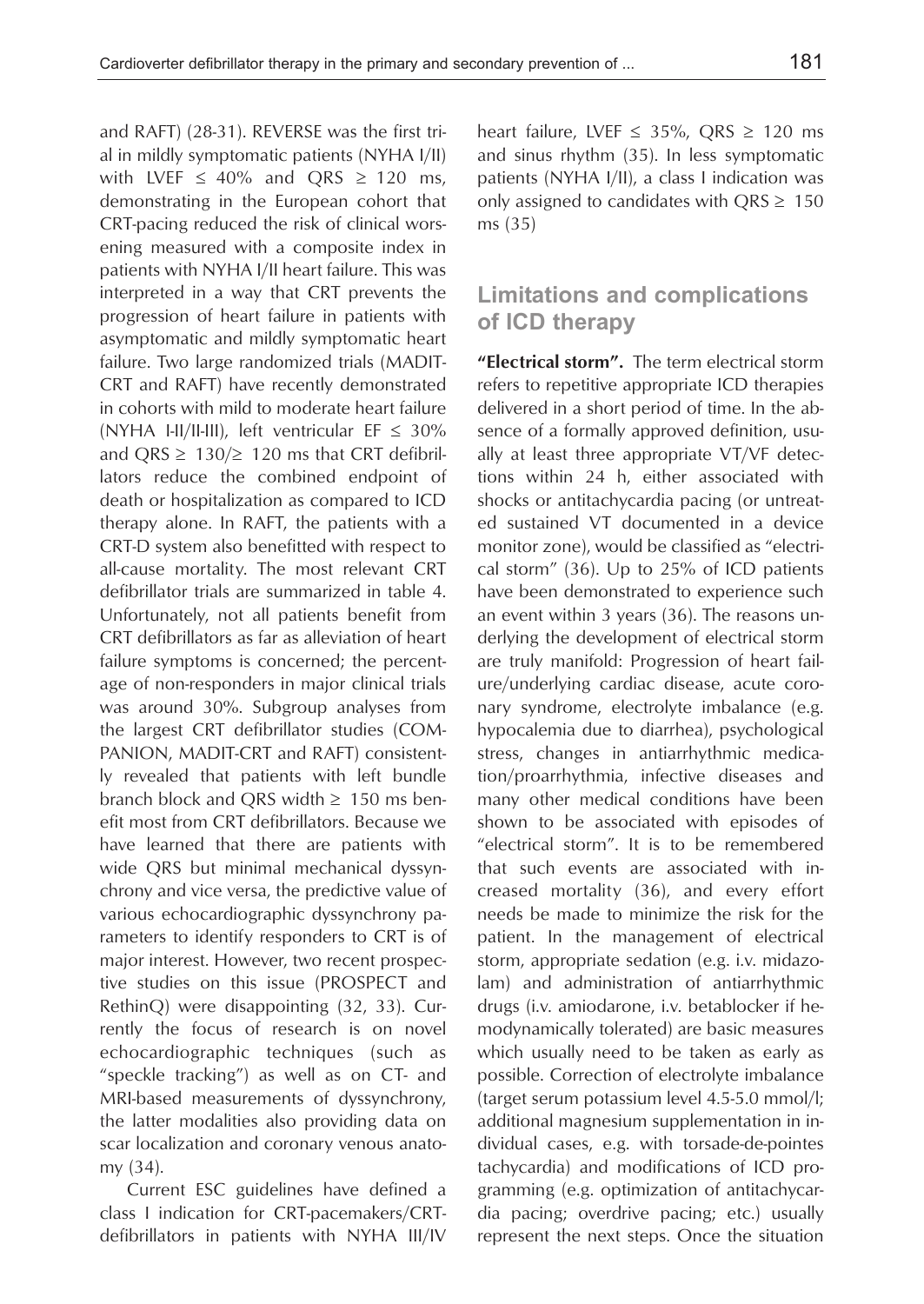and RAFT) (28-31). REVERSE was the first trial in mildly symptomatic patients (NYHA I/II) with LVEF ≤ 40% and QRS ≥ 120 ms, demonstrating in the European cohort that CRT-pacing reduced the risk of clinical worsening measured with a composite index in patients with NYHA I/II heart failure. This was interpreted in a way that CRT prevents the progression of heart failure in patients with asymptomatic and mildly symptomatic heart failure. Two large randomized trials (MADIT-CRT and RAFT) have recently demonstrated in cohorts with mild to moderate heart failure (NYHA I-II/II-III), left ventricular EF ≤ 30% and QRS ≥ 130/≥ 120 ms that CRT defibrillators reduce the combined endpoint of death or hospitalization as compared to ICD therapy alone. In RAFT, the patients with a CRT-D system also benefitted with respect to all-cause mortality. The most relevant CRT defibrillator trials are summarized in table 4. Unfortunately, not all patients benefit from CRT defibrillators as far as alleviation of heart failure symptoms is concerned; the percentage of non-responders in major clinical trials was around 30%. Subgroup analyses from the largest CRT defibrillator studies (COMPANION, MADIT-CRT and RAFT) consistently revealed that patients with left bundle branch block and QRS width ≥ 150 ms benefit most from CRT defibrillators. Because we have learned that there are patients with wide QRS but minimal mechanical dyssynchrony and vice versa, the predictive value of various echocardiographic dyssynchrony parameters to identify responders to CRT is of major interest. However, two recent prospective studies on this issue (PROSPECT and RethinQ) were disappointing (32, 33). Currently the focus of research is on novel echocardiographic techniques (such as "speckle tracking") as well as on CT- and MRI-based measurements of dyssynchrony, the latter modalities also providing data on scar localization and coronary venous anatomy (34).

Current ESC guidelines have defined a class I indication for CRT-pacemakers/CRT-defibrillators in patients with NYHA III/IV heart failure, LVEF ≤ 35%, QRS ≥ 120 ms and sinus rhythm (35). In less symptomatic patients (NYHA I/II), a class I indication was only assigned to candidates with QRS ≥ 150 ms (35)

## Limitations and complications of ICD therapy

**"Electrical storm".** The term electrical storm refers to repetitive appropriate ICD therapies delivered in a short period of time. In the absence of a formally approved definition, usually at least three appropriate VT/VF detections within 24 h, either associated with shocks or antitachycardia pacing (or untreated sustained VT documented in a device monitor zone), would be classified as "electrical storm" (36). Up to 25% of ICD patients have been demonstrated to experience such an event within 3 years (36). The reasons underlying the development of electrical storm are truly manifold: Progression of heart failure/underlying cardiac disease, acute coronary syndrome, electrolyte imbalance (e.g. hypocalemia due to diarrhea), psychological stress, changes in antiarrhythmic medication/proarrhythmia, infective diseases and many other medical conditions have been shown to be associated with episodes of "electrical storm". It is to be remembered that such events are associated with increased mortality (36), and every effort needs be made to minimize the risk for the patient. In the management of electrical storm, appropriate sedation (e.g. i.v. midazolam) and administration of antiarrhythmic drugs (i.v. amiodarone, i.v. betablocker if hemodynamically tolerated) are basic measures which usually need to be taken as early as possible. Correction of electrolyte imbalance (target serum potassium level 4.5-5.0 mmol/l; additional magnesium supplementation in individual cases, e.g. with torsade-de-pointes tachycardia) and modifications of ICD programming (e.g. optimization of antitachycardia pacing; overdrive pacing; etc.) usually represent the next steps. Once the situation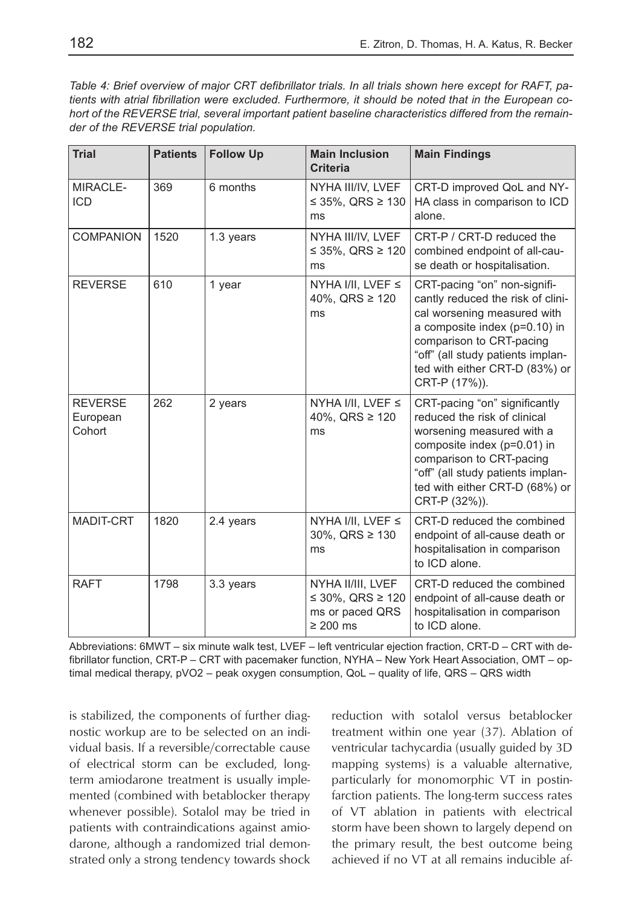*Table 4: Brief overview of major CRT defibrillator trials. In all trials shown here except for RAFT, patients with atrial fibrillation were excluded. Furthermore, it should be noted that in the European cohort of the REVERSE trial, several important patient baseline characteristics differed from the remainder of the REVERSE trial population.*

| Trial | Patients | Follow Up | Main Inclusion Criteria | Main Findings |
|---|---|---|---|---|
| MIRACLE-ICD | 369 | 6 months | NYHA III/IV, LVEF ≤ 35%, QRS ≥ 130 ms | CRT-D improved QoL and NYHA class in comparison to ICD alone. |
| COMPANION | 1520 | 1.3 years | NYHA III/IV, LVEF ≤ 35%, QRS ≥ 120 ms | CRT-P / CRT-D reduced the combined endpoint of all-cause death or hospitalisation. |
| REVERSE | 610 | 1 year | NYHA I/II, LVEF ≤ 40%, QRS ≥ 120 ms | CRT-pacing "on" non-significantly reduced the risk of clinical worsening measured with a composite index (p=0.10) in comparison to CRT-pacing "off" (all study patients implanted with either CRT-D (83%) or CRT-P (17%)). |
| REVERSE European Cohort | 262 | 2 years | NYHA I/II, LVEF ≤ 40%, QRS ≥ 120 ms | CRT-pacing "on" significantly reduced the risk of clinical worsening measured with a composite index (p=0.01) in comparison to CRT-pacing "off" (all study patients implanted with either CRT-D (68%) or CRT-P (32%)). |
| MADIT-CRT | 1820 | 2.4 years | NYHA I/II, LVEF ≤ 30%, QRS ≥ 130 ms | CRT-D reduced the combined endpoint of all-cause death or hospitalisation in comparison to ICD alone. |
| RAFT | 1798 | 3.3 years | NYHA II/III, LVEF ≤ 30%, QRS ≥ 120 ms or paced QRS ≥ 200 ms | CRT-D reduced the combined endpoint of all-cause death or hospitalisation in comparison to ICD alone. |

Abbreviations: 6MWT – six minute walk test, LVEF – left ventricular ejection fraction, CRT-D – CRT with defibrillator function, CRT-P – CRT with pacemaker function, NYHA – New York Heart Association, OMT – optimal medical therapy, pVO2 – peak oxygen consumption, QoL – quality of life, QRS – QRS width

is stabilized, the components of further diagnostic workup are to be selected on an individual basis. If a reversible/correctable cause of electrical storm can be excluded, long-term amiodarone treatment is usually implemented (combined with betablocker therapy whenever possible). Sotalol may be tried in patients with contraindications against amiodarone, although a randomized trial demonstrated only a strong tendency towards shock reduction with sotalol versus betablocker treatment within one year (37). Ablation of ventricular tachycardia (usually guided by 3D mapping systems) is a valuable alternative, particularly for monomorphic VT in postinfarction patients. The long-term success rates of VT ablation in patients with electrical storm have been shown to largely depend on the primary result, the best outcome being achieved if no VT at all remains inducible af-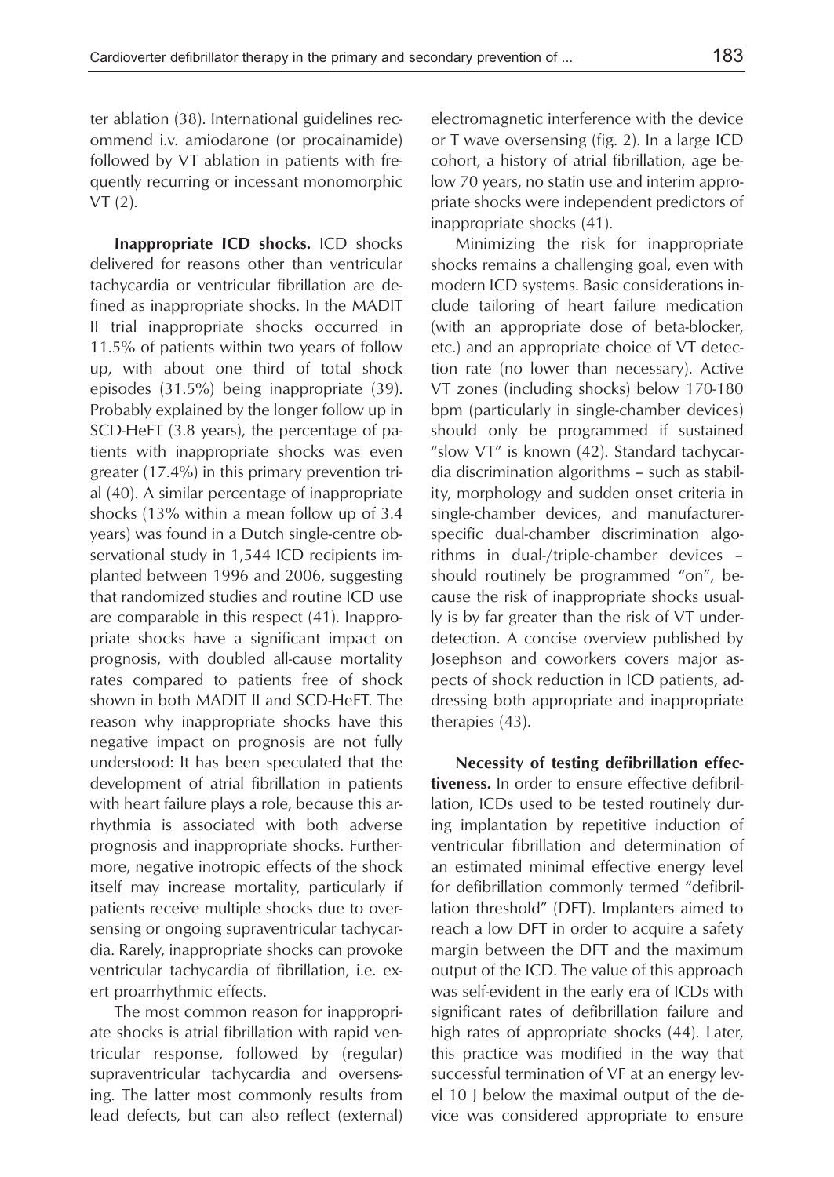ter ablation (38). International guidelines recommend i.v. amiodarone (or procainamide) followed by VT ablation in patients with frequently recurring or incessant monomorphic VT (2).

**Inappropriate ICD shocks.** ICD shocks delivered for reasons other than ventricular tachycardia or ventricular fibrillation are defined as inappropriate shocks. In the MADIT II trial inappropriate shocks occurred in 11.5% of patients within two years of follow up, with about one third of total shock episodes (31.5%) being inappropriate (39). Probably explained by the longer follow up in SCD-HeFT (3.8 years), the percentage of patients with inappropriate shocks was even greater (17.4%) in this primary prevention trial (40). A similar percentage of inappropriate shocks (13% within a mean follow up of 3.4 years) was found in a Dutch single-centre observational study in 1,544 ICD recipients implanted between 1996 and 2006, suggesting that randomized studies and routine ICD use are comparable in this respect (41). Inappropriate shocks have a significant impact on prognosis, with doubled all-cause mortality rates compared to patients free of shock shown in both MADIT II and SCD-HeFT. The reason why inappropriate shocks have this negative impact on prognosis are not fully understood: It has been speculated that the development of atrial fibrillation in patients with heart failure plays a role, because this arrhythmia is associated with both adverse prognosis and inappropriate shocks. Furthermore, negative inotropic effects of the shock itself may increase mortality, particularly if patients receive multiple shocks due to oversensing or ongoing supraventricular tachycardia. Rarely, inappropriate shocks can provoke ventricular tachycardia of fibrillation, i.e. exert proarrhythmic effects.

The most common reason for inappropriate shocks is atrial fibrillation with rapid ventricular response, followed by (regular) supraventricular tachycardia and oversensing. The latter most commonly results from lead defects, but can also reflect (external) electromagnetic interference with the device or T wave oversensing (fig. 2). In a large ICD cohort, a history of atrial fibrillation, age below 70 years, no statin use and interim appropriate shocks were independent predictors of inappropriate shocks (41).

Minimizing the risk for inappropriate shocks remains a challenging goal, even with modern ICD systems. Basic considerations include tailoring of heart failure medication (with an appropriate dose of beta-blocker, etc.) and an appropriate choice of VT detection rate (no lower than necessary). Active VT zones (including shocks) below 170-180 bpm (particularly in single-chamber devices) should only be programmed if sustained "slow VT" is known (42). Standard tachycardia discrimination algorithms – such as stability, morphology and sudden onset criteria in single-chamber devices, and manufacturer-specific dual-chamber discrimination algorithms in dual-/triple-chamber devices – should routinely be programmed "on", because the risk of inappropriate shocks usually is by far greater than the risk of VT underdetection. A concise overview published by Josephson and coworkers covers major aspects of shock reduction in ICD patients, addressing both appropriate and inappropriate therapies (43).

**Necessity of testing defibrillation effectiveness.** In order to ensure effective defibrillation, ICDs used to be tested routinely during implantation by repetitive induction of ventricular fibrillation and determination of an estimated minimal effective energy level for defibrillation commonly termed "defibrillation threshold" (DFT). Implanters aimed to reach a low DFT in order to acquire a safety margin between the DFT and the maximum output of the ICD. The value of this approach was self-evident in the early era of ICDs with significant rates of defibrillation failure and high rates of appropriate shocks (44). Later, this practice was modified in the way that successful termination of VF at an energy level 10 J below the maximal output of the device was considered appropriate to ensure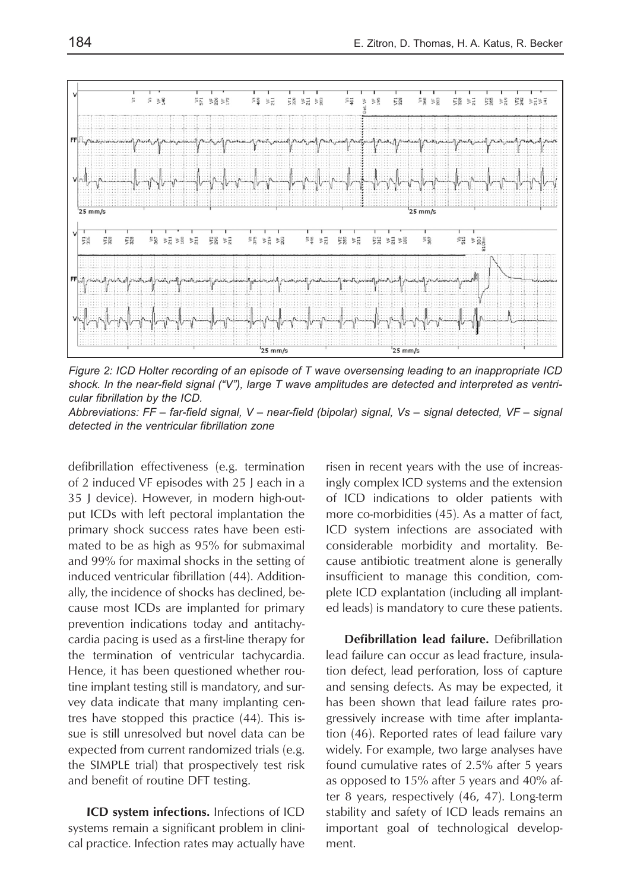*Figure 2: ICD Holter recording of an episode of T wave oversensing leading to an inappropriate ICD shock. In the near-field signal ("V"), large T wave amplitudes are detected and interpreted as ventricular fibrillation by the ICD.*

*Abbreviations: FF – far-field signal, V – near-field (bipolar) signal, Vs – signal detected, VF – signal detected in the ventricular fibrillation zone*

defibrillation effectiveness (e.g. termination of 2 induced VF episodes with 25 J each in a 35 J device). However, in modern high-output ICDs with left pectoral implantation the primary shock success rates have been estimated to be as high as 95% for submaximal and 99% for maximal shocks in the setting of induced ventricular fibrillation (44). Additionally, the incidence of shocks has declined, because most ICDs are implanted for primary prevention indications today and antitachycardia pacing is used as a first-line therapy for the termination of ventricular tachycardia. Hence, it has been questioned whether routine implant testing still is mandatory, and survey data indicate that many implanting centres have stopped this practice (44). This issue is still unresolved but novel data can be expected from current randomized trials (e.g. the SIMPLE trial) that prospectively test risk and benefit of routine DFT testing.

**ICD system infections.** Infections of ICD systems remain a significant problem in clinical practice. Infection rates may actually have risen in recent years with the use of increasingly complex ICD systems and the extension of ICD indications to older patients with more co-morbidities (45). As a matter of fact, ICD system infections are associated with considerable morbidity and mortality. Because antibiotic treatment alone is generally insufficient to manage this condition, complete ICD explantation (including all implanted leads) is mandatory to cure these patients.

**Defibrillation lead failure.** Defibrillation lead failure can occur as lead fracture, insulation defect, lead perforation, loss of capture and sensing defects. As may be expected, it has been shown that lead failure rates progressively increase with time after implantation (46). Reported rates of lead failure vary widely. For example, two large analyses have found cumulative rates of 2.5% after 5 years as opposed to 15% after 5 years and 40% after 8 years, respectively (46, 47). Long-term stability and safety of ICD leads remains an important goal of technological development.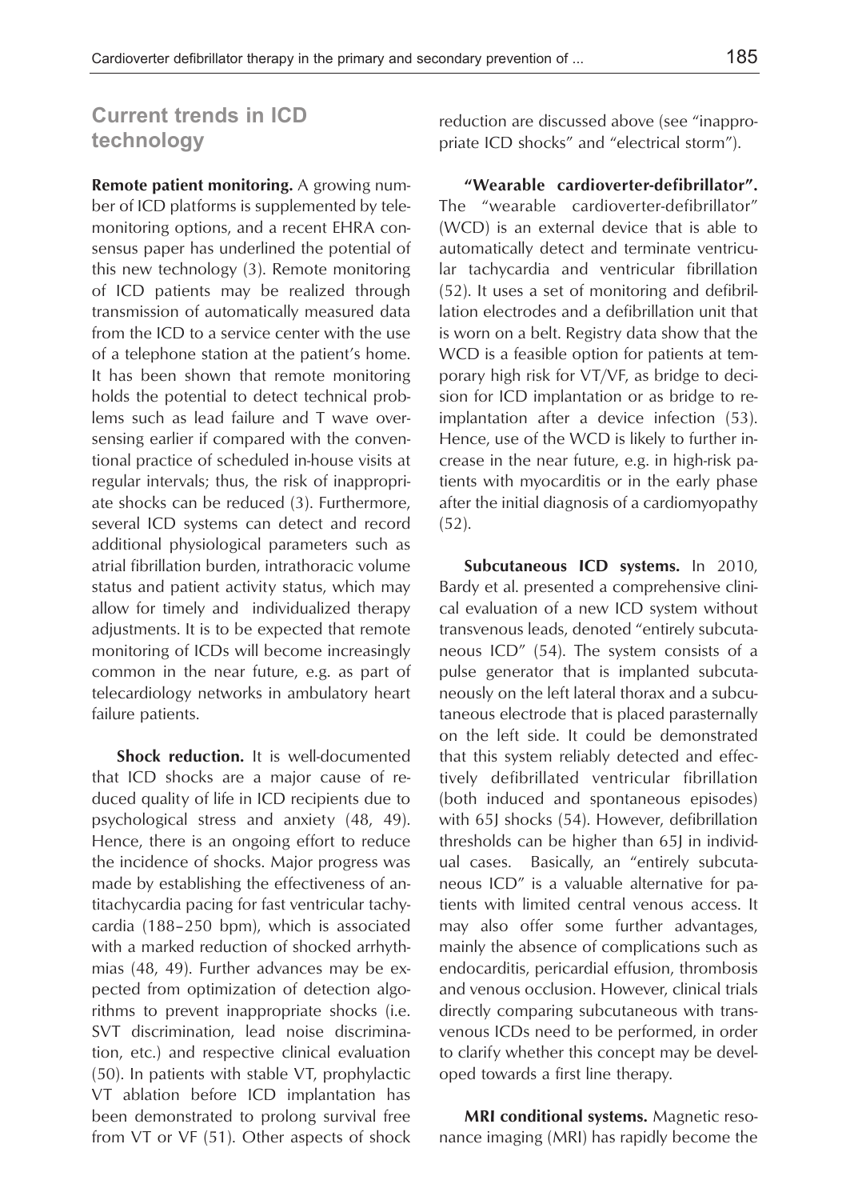## Current trends in ICD technology

**Remote patient monitoring.** A growing number of ICD platforms is supplemented by telemonitoring options, and a recent EHRA consensus paper has underlined the potential of this new technology (3). Remote monitoring of ICD patients may be realized through transmission of automatically measured data from the ICD to a service center with the use of a telephone station at the patient's home. It has been shown that remote monitoring holds the potential to detect technical problems such as lead failure and T wave oversensing earlier if compared with the conventional practice of scheduled in-house visits at regular intervals; thus, the risk of inappropriate shocks can be reduced (3). Furthermore, several ICD systems can detect and record additional physiological parameters such as atrial fibrillation burden, intrathoracic volume status and patient activity status, which may allow for timely and individualized therapy adjustments. It is to be expected that remote monitoring of ICDs will become increasingly common in the near future, e.g. as part of telecardiology networks in ambulatory heart failure patients.

**Shock reduction.** It is well-documented that ICD shocks are a major cause of reduced quality of life in ICD recipients due to psychological stress and anxiety (48, 49). Hence, there is an ongoing effort to reduce the incidence of shocks. Major progress was made by establishing the effectiveness of antitachycardia pacing for fast ventricular tachycardia (188–250 bpm), which is associated with a marked reduction of shocked arrhythmias (48, 49). Further advances may be expected from optimization of detection algorithms to prevent inappropriate shocks (i.e. SVT discrimination, lead noise discrimination, etc.) and respective clinical evaluation (50). In patients with stable VT, prophylactic VT ablation before ICD implantation has been demonstrated to prolong survival free from VT or VF (51). Other aspects of shock reduction are discussed above (see "inappropriate ICD shocks" and "electrical storm").

**"Wearable cardioverter-defibrillator".** The "wearable cardioverter-defibrillator" (WCD) is an external device that is able to automatically detect and terminate ventricular tachycardia and ventricular fibrillation (52). It uses a set of monitoring and defibrillation electrodes and a defibrillation unit that is worn on a belt. Registry data show that the WCD is a feasible option for patients at temporary high risk for VT/VF, as bridge to decision for ICD implantation or as bridge to re-implantation after a device infection (53). Hence, use of the WCD is likely to further increase in the near future, e.g. in high-risk patients with myocarditis or in the early phase after the initial diagnosis of a cardiomyopathy (52).

**Subcutaneous ICD systems.** In 2010, Bardy et al. presented a comprehensive clinical evaluation of a new ICD system without transvenous leads, denoted "entirely subcutaneous ICD" (54). The system consists of a pulse generator that is implanted subcutaneously on the left lateral thorax and a subcutaneous electrode that is placed parasternally on the left side. It could be demonstrated that this system reliably detected and effectively defibrillated ventricular fibrillation (both induced and spontaneous episodes) with 65J shocks (54). However, defibrillation thresholds can be higher than 65J in individual cases. Basically, an "entirely subcutaneous ICD" is a valuable alternative for patients with limited central venous access. It may also offer some further advantages, mainly the absence of complications such as endocarditis, pericardial effusion, thrombosis and venous occlusion. However, clinical trials directly comparing subcutaneous with transvenous ICDs need to be performed, in order to clarify whether this concept may be developed towards a first line therapy.

**MRI conditional systems.** Magnetic resonance imaging (MRI) has rapidly become the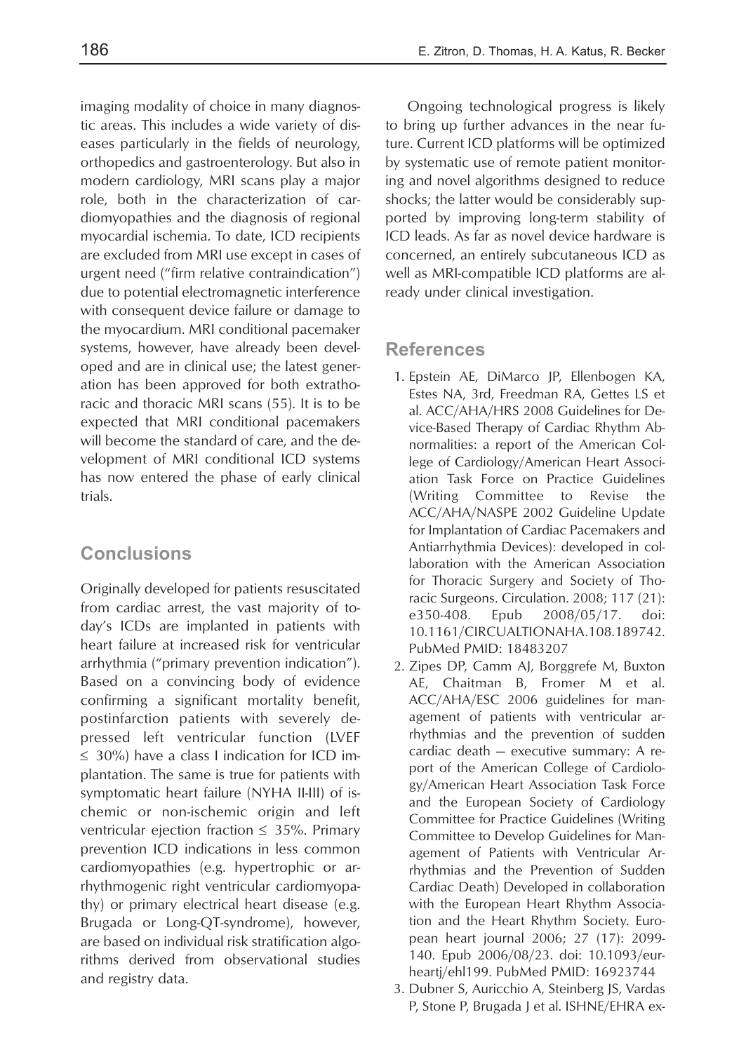imaging modality of choice in many diagnostic areas. This includes a wide variety of diseases particularly in the fields of neurology, orthopedics and gastroenterology. But also in modern cardiology, MRI scans play a major role, both in the characterization of cardiomyopathies and the diagnosis of regional myocardial ischemia. To date, ICD recipients are excluded from MRI use except in cases of urgent need ("firm relative contraindication") due to potential electromagnetic interference with consequent device failure or damage to the myocardium. MRI conditional pacemaker systems, however, have already been developed and are in clinical use; the latest generation has been approved for both extrathoracic and thoracic MRI scans (55). It is to be expected that MRI conditional pacemakers will become the standard of care, and the development of MRI conditional ICD systems has now entered the phase of early clinical trials.

## Conclusions

Originally developed for patients resuscitated from cardiac arrest, the vast majority of today's ICDs are implanted in patients with heart failure at increased risk for ventricular arrhythmia ("primary prevention indication"). Based on a convincing body of evidence confirming a significant mortality benefit, postinfarction patients with severely depressed left ventricular function (LVEF ≤ 30%) have a class I indication for ICD implantation. The same is true for patients with symptomatic heart failure (NYHA II-III) of ischemic or non-ischemic origin and left ventricular ejection fraction ≤ 35%. Primary prevention ICD indications in less common cardiomyopathies (e.g. hypertrophic or arrhythmogenic right ventricular cardiomyopathy) or primary electrical heart disease (e.g. Brugada or Long-QT-syndrome), however, are based on individual risk stratification algorithms derived from observational studies and registry data.

Ongoing technological progress is likely to bring up further advances in the near future. Current ICD platforms will be optimized by systematic use of remote patient monitoring and novel algorithms designed to reduce shocks; the latter would be considerably supported by improving long-term stability of ICD leads. As far as novel device hardware is concerned, an entirely subcutaneous ICD as well as MRI-compatible ICD platforms are already under clinical investigation.

## References

1. Epstein AE, DiMarco JP, Ellenbogen KA, Estes NA, 3rd, Freedman RA, Gettes LS et al. ACC/AHA/HRS 2008 Guidelines for Device-Based Therapy of Cardiac Rhythm Abnormalities: a report of the American College of Cardiology/American Heart Association Task Force on Practice Guidelines (Writing Committee to Revise the ACC/AHA/NASPE 2002 Guideline Update for Implantation of Cardiac Pacemakers and Antiarrhythmia Devices): developed in collaboration with the American Association for Thoracic Surgery and Society of Thoracic Surgeons. Circulation. 2008; 117 (21): e350-408. Epub 2008/05/17. doi: 10.1161/CIRCUALTIONAHA.108.189742. PubMed PMID: 18483207
2. Zipes DP, Camm AJ, Borggrefe M, Buxton AE, Chaitman B, Fromer M et al. ACC/AHA/ESC 2006 guidelines for management of patients with ventricular arrhythmias and the prevention of sudden cardiac death – executive summary: A report of the American College of Cardiology/American Heart Association Task Force and the European Society of Cardiology Committee for Practice Guidelines (Writing Committee to Develop Guidelines for Management of Patients with Ventricular Arrhythmias and the Prevention of Sudden Cardiac Death) Developed in collaboration with the European Heart Rhythm Association and the Heart Rhythm Society. European heart journal 2006; 27 (17): 2099-140. Epub 2006/08/23. doi: 10.1093/eurheartj/ehl199. PubMed PMID: 16923744
3. Dubner S, Auricchio A, Steinberg JS, Vardas P, Stone P, Brugada J et al. ISHNE/EHRA ex-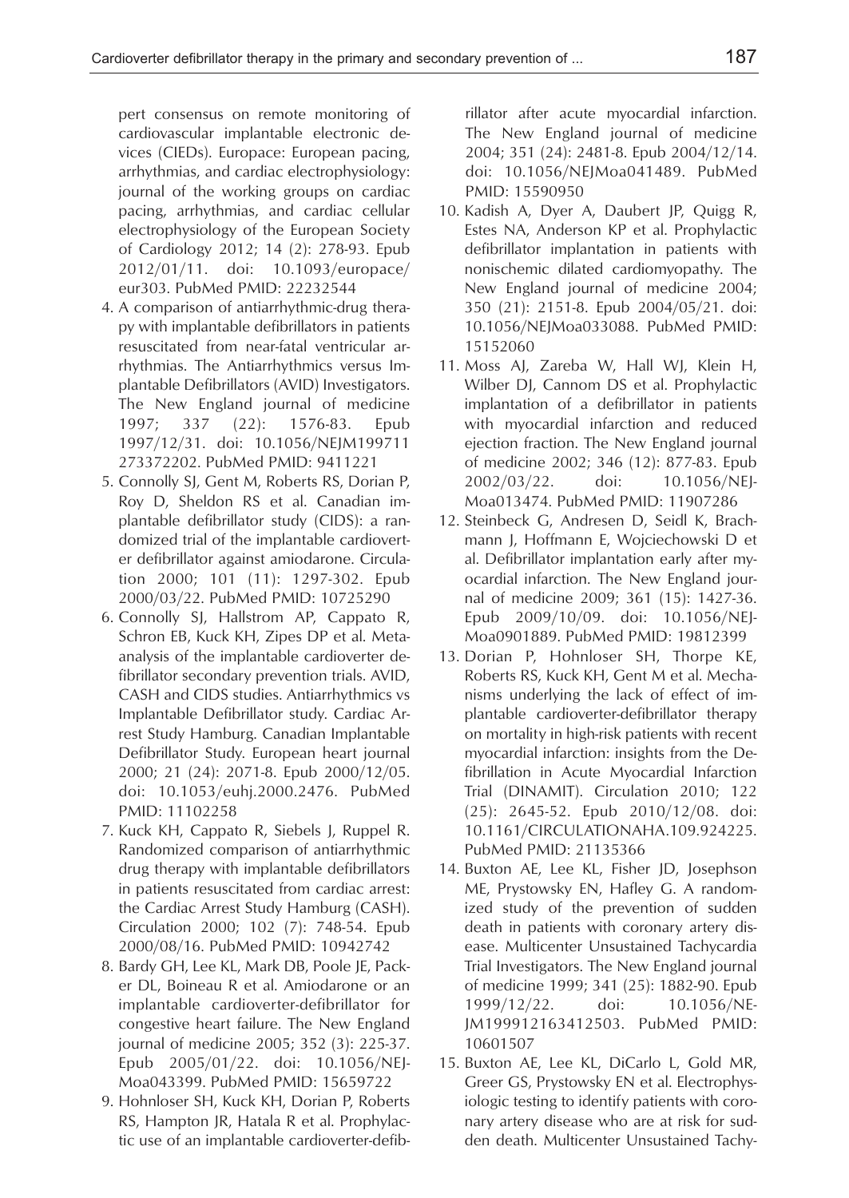pert consensus on remote monitoring of cardiovascular implantable electronic devices (CIEDs). Europace: European pacing, arrhythmias, and cardiac electrophysiology: journal of the working groups on cardiac pacing, arrhythmias, and cardiac cellular electrophysiology of the European Society of Cardiology 2012; 14 (2): 278-93. Epub 2012/01/11. doi: 10.1093/europace/eur303. PubMed PMID: 22232544

4. A comparison of antiarrhythmic-drug therapy with implantable defibrillators in patients resuscitated from near-fatal ventricular arrhythmias. The Antiarrhythmics versus Implantable Defibrillators (AVID) Investigators. The New England journal of medicine 1997; 337 (22): 1576-83. Epub 1997/12/31. doi: 10.1056/NEJM199711273372202. PubMed PMID: 9411221
5. Connolly SJ, Gent M, Roberts RS, Dorian P, Roy D, Sheldon RS et al. Canadian implantable defibrillator study (CIDS): a randomized trial of the implantable cardioverter defibrillator against amiodarone. Circulation 2000; 101 (11): 1297-302. Epub 2000/03/22. PubMed PMID: 10725290
6. Connolly SJ, Hallstrom AP, Cappato R, Schron EB, Kuck KH, Zipes DP et al. Meta-analysis of the implantable cardioverter defibrillator secondary prevention trials. AVID, CASH and CIDS studies. Antiarrhythmics vs Implantable Defibrillator study. Cardiac Arrest Study Hamburg. Canadian Implantable Defibrillator Study. European heart journal 2000; 21 (24): 2071-8. Epub 2000/12/05. doi: 10.1053/euhj.2000.2476. PubMed PMID: 11102258
7. Kuck KH, Cappato R, Siebels J, Ruppel R. Randomized comparison of antiarrhythmic drug therapy with implantable defibrillators in patients resuscitated from cardiac arrest: the Cardiac Arrest Study Hamburg (CASH). Circulation 2000; 102 (7): 748-54. Epub 2000/08/16. PubMed PMID: 10942742
8. Bardy GH, Lee KL, Mark DB, Poole JE, Packer DL, Boineau R et al. Amiodarone or an implantable cardioverter-defibrillator for congestive heart failure. The New England journal of medicine 2005; 352 (3): 225-37. Epub 2005/01/22. doi: 10.1056/NEJMoa043399. PubMed PMID: 15659722
9. Hohnloser SH, Kuck KH, Dorian P, Roberts RS, Hampton JR, Hatala R et al. Prophylactic use of an implantable cardioverter-defibrillator after acute myocardial infarction. The New England journal of medicine 2004; 351 (24): 2481-8. Epub 2004/12/14. doi: 10.1056/NEJMoa041489. PubMed PMID: 15590950
10. Kadish A, Dyer A, Daubert JP, Quigg R, Estes NA, Anderson KP et al. Prophylactic defibrillator implantation in patients with nonischemic dilated cardiomyopathy. The New England journal of medicine 2004; 350 (21): 2151-8. Epub 2004/05/21. doi: 10.1056/NEJMoa033088. PubMed PMID: 15152060
11. Moss AJ, Zareba W, Hall WJ, Klein H, Wilber DJ, Cannom DS et al. Prophylactic implantation of a defibrillator in patients with myocardial infarction and reduced ejection fraction. The New England journal of medicine 2002; 346 (12): 877-83. Epub 2002/03/22. doi: 10.1056/NEJMoa013474. PubMed PMID: 11907286
12. Steinbeck G, Andresen D, Seidl K, Brachmann J, Hoffmann E, Wojciechowski D et al. Defibrillator implantation early after myocardial infarction. The New England journal of medicine 2009; 361 (15): 1427-36. Epub 2009/10/09. doi: 10.1056/NEJMoa0901889. PubMed PMID: 19812399
13. Dorian P, Hohnloser SH, Thorpe KE, Roberts RS, Kuck KH, Gent M et al. Mechanisms underlying the lack of effect of implantable cardioverter-defibrillator therapy on mortality in high-risk patients with recent myocardial infarction: insights from the Defibrillation in Acute Myocardial Infarction Trial (DINAMIT). Circulation 2010; 122 (25): 2645-52. Epub 2010/12/08. doi: 10.1161/CIRCULATIONAHA.109.924225. PubMed PMID: 21135366
14. Buxton AE, Lee KL, Fisher JD, Josephson ME, Prystowsky EN, Hafley G. A randomized study of the prevention of sudden death in patients with coronary artery disease. Multicenter Unsustained Tachycardia Trial Investigators. The New England journal of medicine 1999; 341 (25): 1882-90. Epub 1999/12/22. doi: 10.1056/NEJM199912163412503. PubMed PMID: 10601507
15. Buxton AE, Lee KL, DiCarlo L, Gold MR, Greer GS, Prystowsky EN et al. Electrophysiologic testing to identify patients with coronary artery disease who are at risk for sudden death. Multicenter Unsustained Tachy-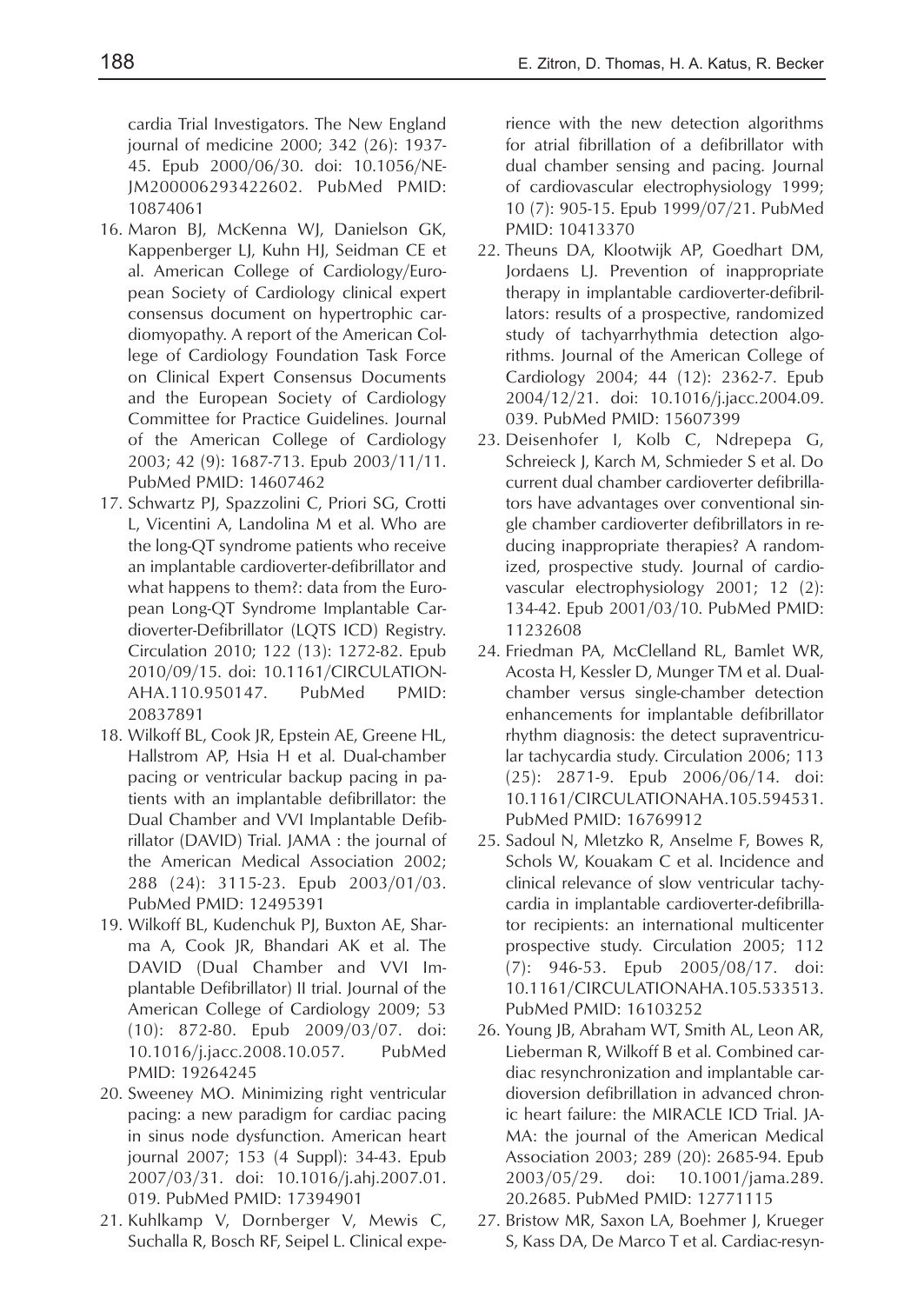cardia Trial Investigators. The New England journal of medicine 2000; 342 (26): 1937-45. Epub 2000/06/30. doi: 10.1056/NEJM200006293422602. PubMed PMID: 10874061

16. Maron BJ, McKenna WJ, Danielson GK, Kappenberger LJ, Kuhn HJ, Seidman CE et al. American College of Cardiology/European Society of Cardiology clinical expert consensus document on hypertrophic cardiomyopathy. A report of the American College of Cardiology Foundation Task Force on Clinical Expert Consensus Documents and the European Society of Cardiology Committee for Practice Guidelines. Journal of the American College of Cardiology 2003; 42 (9): 1687-713. Epub 2003/11/11. PubMed PMID: 14607462
17. Schwartz PJ, Spazzolini C, Priori SG, Crotti L, Vicentini A, Landolina M et al. Who are the long-QT syndrome patients who receive an implantable cardioverter-defibrillator and what happens to them?: data from the European Long-QT Syndrome Implantable Cardioverter-Defibrillator (LQTS ICD) Registry. Circulation 2010; 122 (13): 1272-82. Epub 2010/09/15. doi: 10.1161/CIRCULATIONAHA.110.950147. PubMed PMID: 20837891
18. Wilkoff BL, Cook JR, Epstein AE, Greene HL, Hallstrom AP, Hsia H et al. Dual-chamber pacing or ventricular backup pacing in patients with an implantable defibrillator: the Dual Chamber and VVI Implantable Defibrillator (DAVID) Trial. JAMA : the journal of the American Medical Association 2002; 288 (24): 3115-23. Epub 2003/01/03. PubMed PMID: 12495391
19. Wilkoff BL, Kudenchuk PJ, Buxton AE, Sharma A, Cook JR, Bhandari AK et al. The DAVID (Dual Chamber and VVI Implantable Defibrillator) II trial. Journal of the American College of Cardiology 2009; 53 (10): 872-80. Epub 2009/03/07. doi: 10.1016/j.jacc.2008.10.057. PubMed PMID: 19264245
20. Sweeney MO. Minimizing right ventricular pacing: a new paradigm for cardiac pacing in sinus node dysfunction. American heart journal 2007; 153 (4 Suppl): 34-43. Epub 2007/03/31. doi: 10.1016/j.ahj.2007.01.019. PubMed PMID: 17394901
21. Kuhlkamp V, Dornberger V, Mewis C, Suchalla R, Bosch RF, Seipel L. Clinical experience with the new detection algorithms for atrial fibrillation of a defibrillator with dual chamber sensing and pacing. Journal of cardiovascular electrophysiology 1999; 10 (7): 905-15. Epub 1999/07/21. PubMed PMID: 10413370
22. Theuns DA, Klootwijk AP, Goedhart DM, Jordaens LJ. Prevention of inappropriate therapy in implantable cardioverter-defibrillators: results of a prospective, randomized study of tachyarrhythmia detection algorithms. Journal of the American College of Cardiology 2004; 44 (12): 2362-7. Epub 2004/12/21. doi: 10.1016/j.jacc.2004.09.039. PubMed PMID: 15607399
23. Deisenhofer I, Kolb C, Ndrepepa G, Schreieck J, Karch M, Schmieder S et al. Do current dual chamber cardioverter defibrillators have advantages over conventional single chamber cardioverter defibrillators in reducing inappropriate therapies? A randomized, prospective study. Journal of cardiovascular electrophysiology 2001; 12 (2): 134-42. Epub 2001/03/10. PubMed PMID: 11232608
24. Friedman PA, McClelland RL, Bamlet WR, Acosta H, Kessler D, Munger TM et al. Dual-chamber versus single-chamber detection enhancements for implantable defibrillator rhythm diagnosis: the detect supraventricular tachycardia study. Circulation 2006; 113 (25): 2871-9. Epub 2006/06/14. doi: 10.1161/CIRCULATIONAHA.105.594531. PubMed PMID: 16769912
25. Sadoul N, Mletzko R, Anselme F, Bowes R, Schols W, Kouakam C et al. Incidence and clinical relevance of slow ventricular tachycardia in implantable cardioverter-defibrillator recipients: an international multicenter prospective study. Circulation 2005; 112 (7): 946-53. Epub 2005/08/17. doi: 10.1161/CIRCULATIONAHA.105.533513. PubMed PMID: 16103252
26. Young JB, Abraham WT, Smith AL, Leon AR, Lieberman R, Wilkoff B et al. Combined cardiac resynchronization and implantable cardioversion defibrillation in advanced chronic heart failure: the MIRACLE ICD Trial. JAMA: the journal of the American Medical Association 2003; 289 (20): 2685-94. Epub 2003/05/29. doi: 10.1001/jama.289.20.2685. PubMed PMID: 12771115
27. Bristow MR, Saxon LA, Boehmer J, Krueger S, Kass DA, De Marco T et al. Cardiac-resyn-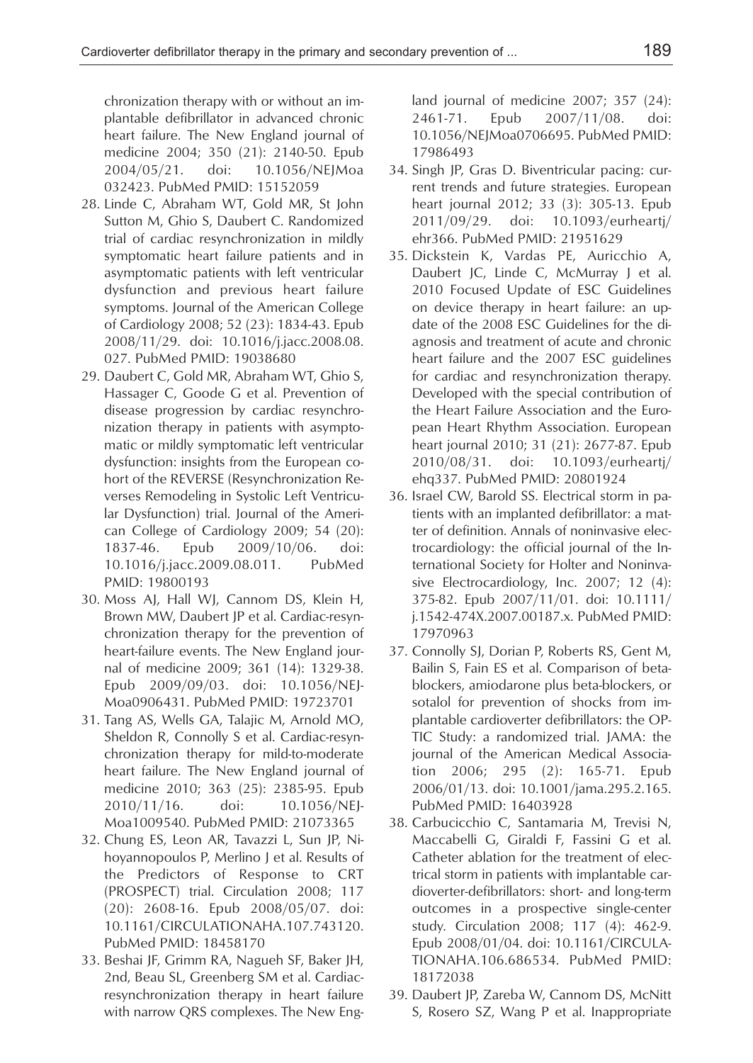chronization therapy with or without an implantable defibrillator in advanced chronic heart failure. The New England journal of medicine 2004; 350 (21): 2140-50. Epub 2004/05/21. doi: 10.1056/NEJMoa032423. PubMed PMID: 15152059

28. Linde C, Abraham WT, Gold MR, St John Sutton M, Ghio S, Daubert C. Randomized trial of cardiac resynchronization in mildly symptomatic heart failure patients and in asymptomatic patients with left ventricular dysfunction and previous heart failure symptoms. Journal of the American College of Cardiology 2008; 52 (23): 1834-43. Epub 2008/11/29. doi: 10.1016/j.jacc.2008.08.027. PubMed PMID: 19038680

29. Daubert C, Gold MR, Abraham WT, Ghio S, Hassager C, Goode G et al. Prevention of disease progression by cardiac resynchronization therapy in patients with asymptomatic or mildly symptomatic left ventricular dysfunction: insights from the European cohort of the REVERSE (Resynchronization Reverses Remodeling in Systolic Left Ventricular Dysfunction) trial. Journal of the American College of Cardiology 2009; 54 (20): 1837-46. Epub 2009/10/06. doi: 10.1016/j.jacc.2009.08.011. PubMed PMID: 19800193

30. Moss AJ, Hall WJ, Cannom DS, Klein H, Brown MW, Daubert JP et al. Cardiac-resynchronization therapy for the prevention of heart-failure events. The New England journal of medicine 2009; 361 (14): 1329-38. Epub 2009/09/03. doi: 10.1056/NEJMoa0906431. PubMed PMID: 19723701

31. Tang AS, Wells GA, Talajic M, Arnold MO, Sheldon R, Connolly S et al. Cardiac-resynchronization therapy for mild-to-moderate heart failure. The New England journal of medicine 2010; 363 (25): 2385-95. Epub 2010/11/16. doi: 10.1056/NEJMoa1009540. PubMed PMID: 21073365

32. Chung ES, Leon AR, Tavazzi L, Sun JP, Nihoyannopoulos P, Merlino J et al. Results of the Predictors of Response to CRT (PROSPECT) trial. Circulation 2008; 117 (20): 2608-16. Epub 2008/05/07. doi: 10.1161/CIRCULATIONAHA.107.743120. PubMed PMID: 18458170

33. Beshai JF, Grimm RA, Nagueh SF, Baker JH, 2nd, Beau SL, Greenberg SM et al. Cardiac-resynchronization therapy in heart failure with narrow QRS complexes. The New England journal of medicine 2007; 357 (24): 2461-71. Epub 2007/11/08. doi: 10.1056/NEJMoa0706695. PubMed PMID: 17986493

34. Singh JP, Gras D. Biventricular pacing: current trends and future strategies. European heart journal 2012; 33 (3): 305-13. Epub 2011/09/29. doi: 10.1093/eurheartj/ehr366. PubMed PMID: 21951629

35. Dickstein K, Vardas PE, Auricchio A, Daubert JC, Linde C, McMurray J et al. 2010 Focused Update of ESC Guidelines on device therapy in heart failure: an update of the 2008 ESC Guidelines for the diagnosis and treatment of acute and chronic heart failure and the 2007 ESC guidelines for cardiac and resynchronization therapy. Developed with the special contribution of the Heart Failure Association and the European Heart Rhythm Association. European heart journal 2010; 31 (21): 2677-87. Epub 2010/08/31. doi: 10.1093/eurheartj/ehq337. PubMed PMID: 20801924

36. Israel CW, Barold SS. Electrical storm in patients with an implanted defibrillator: a matter of definition. Annals of noninvasive electrocardiology: the official journal of the International Society for Holter and Noninvasive Electrocardiology, Inc. 2007; 12 (4): 375-82. Epub 2007/11/01. doi: 10.1111/j.1542-474X.2007.00187.x. PubMed PMID: 17970963

37. Connolly SJ, Dorian P, Roberts RS, Gent M, Bailin S, Fain ES et al. Comparison of beta-blockers, amiodarone plus beta-blockers, or sotalol for prevention of shocks from implantable cardioverter defibrillators: the OPTIC Study: a randomized trial. JAMA: the journal of the American Medical Association 2006; 295 (2): 165-71. Epub 2006/01/13. doi: 10.1001/jama.295.2.165. PubMed PMID: 16403928

38. Carbucicchio C, Santamaria M, Trevisi N, Maccabelli G, Giraldi F, Fassini G et al. Catheter ablation for the treatment of electrical storm in patients with implantable cardioverter-defibrillators: short- and long-term outcomes in a prospective single-center study. Circulation 2008; 117 (4): 462-9. Epub 2008/01/04. doi: 10.1161/CIRCULATIONAHA.106.686534. PubMed PMID: 18172038

39. Daubert JP, Zareba W, Cannom DS, McNitt S, Rosero SZ, Wang P et al. Inappropriate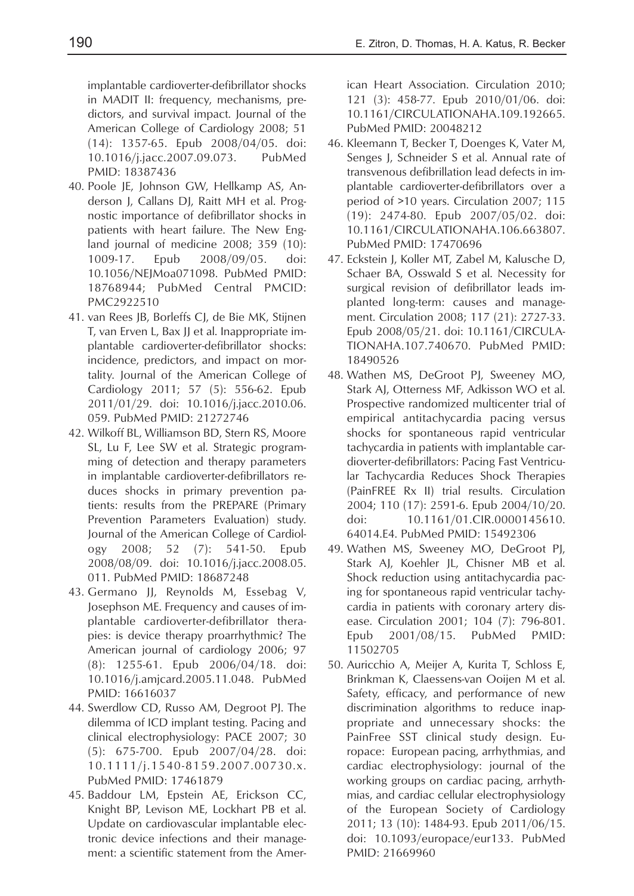implantable cardioverter-defibrillator shocks in MADIT II: frequency, mechanisms, predictors, and survival impact. Journal of the American College of Cardiology 2008; 51 (14): 1357-65. Epub 2008/04/05. doi: 10.1016/j.jacc.2007.09.073. PubMed PMID: 18387436

40. Poole JE, Johnson GW, Hellkamp AS, Anderson J, Callans DJ, Raitt MH et al. Prognostic importance of defibrillator shocks in patients with heart failure. The New England journal of medicine 2008; 359 (10): 1009-17. Epub 2008/09/05. doi: 10.1056/NEJMoa071098. PubMed PMID: 18768944; PubMed Central PMCID: PMC2922510
41. van Rees JB, Borleffs CJ, de Bie MK, Stijnen T, van Erven L, Bax JJ et al. Inappropriate implantable cardioverter-defibrillator shocks: incidence, predictors, and impact on mortality. Journal of the American College of Cardiology 2011; 57 (5): 556-62. Epub 2011/01/29. doi: 10.1016/j.jacc.2010.06.059. PubMed PMID: 21272746
42. Wilkoff BL, Williamson BD, Stern RS, Moore SL, Lu F, Lee SW et al. Strategic programming of detection and therapy parameters in implantable cardioverter-defibrillators reduces shocks in primary prevention patients: results from the PREPARE (Primary Prevention Parameters Evaluation) study. Journal of the American College of Cardiology 2008; 52 (7): 541-50. Epub 2008/08/09. doi: 10.1016/j.jacc.2008.05.011. PubMed PMID: 18687248
43. Germano JJ, Reynolds M, Essebag V, Josephson ME. Frequency and causes of implantable cardioverter-defibrillator therapies: is device therapy proarrhythmic? The American journal of cardiology 2006; 97 (8): 1255-61. Epub 2006/04/18. doi: 10.1016/j.amjcard.2005.11.048. PubMed PMID: 16616037
44. Swerdlow CD, Russo AM, Degroot PJ. The dilemma of ICD implant testing. Pacing and clinical electrophysiology: PACE 2007; 30 (5): 675-700. Epub 2007/04/28. doi: 10.1111/j.1540-8159.2007.00730.x. PubMed PMID: 17461879
45. Baddour LM, Epstein AE, Erickson CC, Knight BP, Levison ME, Lockhart PB et al. Update on cardiovascular implantable electronic device infections and their management: a scientific statement from the American Heart Association. Circulation 2010; 121 (3): 458-77. Epub 2010/01/06. doi: 10.1161/CIRCULATIONAHA.109.192665. PubMed PMID: 20048212
46. Kleemann T, Becker T, Doenges K, Vater M, Senges J, Schneider S et al. Annual rate of transvenous defibrillation lead defects in implantable cardioverter-defibrillators over a period of >10 years. Circulation 2007; 115 (19): 2474-80. Epub 2007/05/02. doi: 10.1161/CIRCULATIONAHA.106.663807. PubMed PMID: 17470696
47. Eckstein J, Koller MT, Zabel M, Kalusche D, Schaer BA, Osswald S et al. Necessity for surgical revision of defibrillator leads implanted long-term: causes and management. Circulation 2008; 117 (21): 2727-33. Epub 2008/05/21. doi: 10.1161/CIRCULATIONAHA.107.740670. PubMed PMID: 18490526
48. Wathen MS, DeGroot PJ, Sweeney MO, Stark AJ, Otterness MF, Adkisson WO et al. Prospective randomized multicenter trial of empirical antitachycardia pacing versus shocks for spontaneous rapid ventricular tachycardia in patients with implantable cardioverter-defibrillators: Pacing Fast Ventricular Tachycardia Reduces Shock Therapies (PainFREE Rx II) trial results. Circulation 2004; 110 (17): 2591-6. Epub 2004/10/20. doi: 10.1161/01.CIR.0000145610.64014.E4. PubMed PMID: 15492306
49. Wathen MS, Sweeney MO, DeGroot PJ, Stark AJ, Koehler JL, Chisner MB et al. Shock reduction using antitachycardia pacing for spontaneous rapid ventricular tachycardia in patients with coronary artery disease. Circulation 2001; 104 (7): 796-801. Epub 2001/08/15. PubMed PMID: 11502705
50. Auricchio A, Meijer A, Kurita T, Schloss E, Brinkman K, Claessens-van Ooijen M et al. Safety, efficacy, and performance of new discrimination algorithms to reduce inappropriate and unnecessary shocks: the PainFree SST clinical study design. Europace: European pacing, arrhythmias, and cardiac electrophysiology: journal of the working groups on cardiac pacing, arrhythmias, and cardiac cellular electrophysiology of the European Society of Cardiology 2011; 13 (10): 1484-93. Epub 2011/06/15. doi: 10.1093/europace/eur133. PubMed PMID: 21669960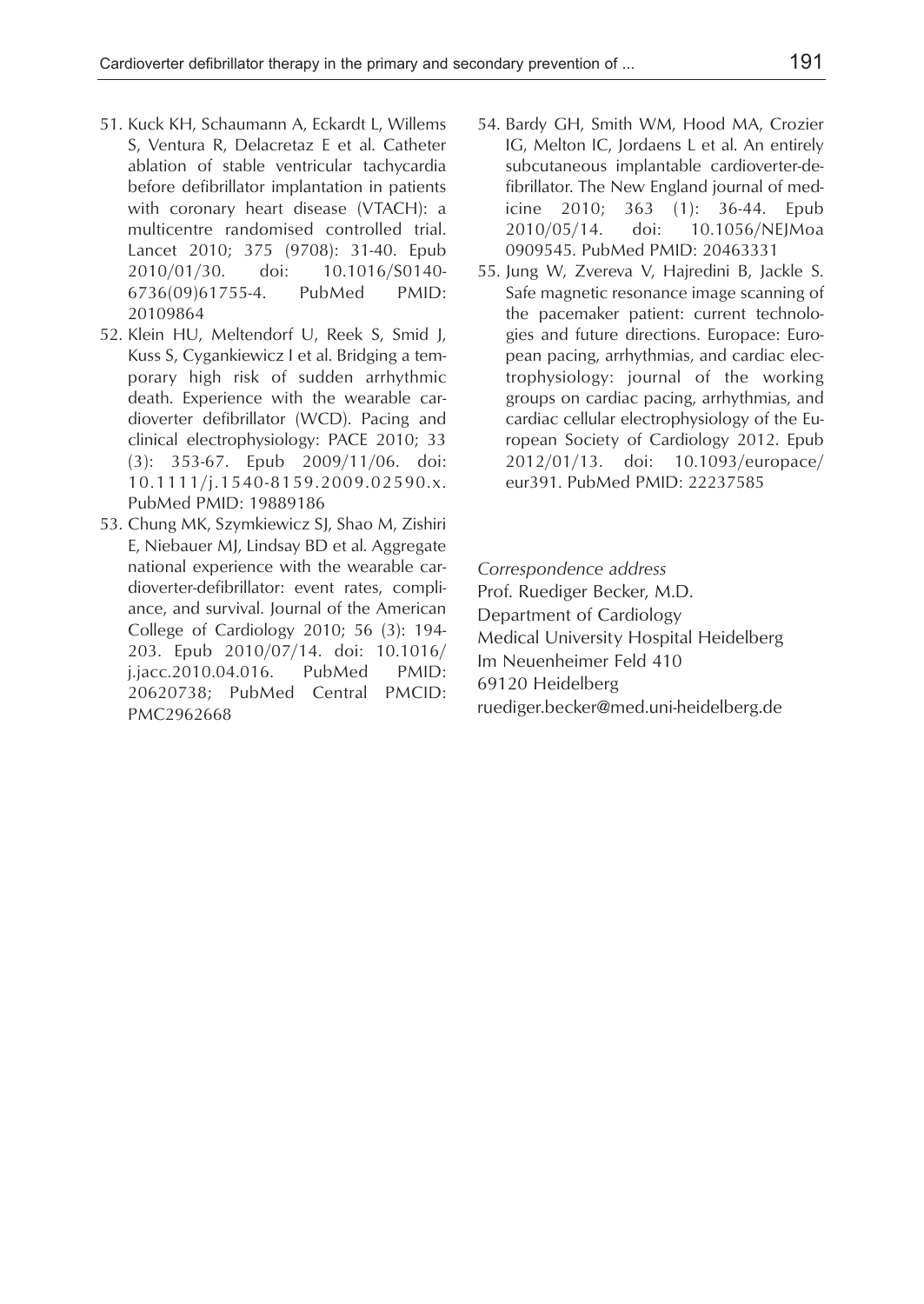51. Kuck KH, Schaumann A, Eckardt L, Willems S, Ventura R, Delacretaz E et al. Catheter ablation of stable ventricular tachycardia before defibrillator implantation in patients with coronary heart disease (VTACH): a multicentre randomised controlled trial. Lancet 2010; 375 (9708): 31-40. Epub 2010/01/30. doi: 10.1016/S0140-6736(09)61755-4. PubMed PMID: 20109864
52. Klein HU, Meltendorf U, Reek S, Smid J, Kuss S, Cygankiewicz I et al. Bridging a temporary high risk of sudden arrhythmic death. Experience with the wearable cardioverter defibrillator (WCD). Pacing and clinical electrophysiology: PACE 2010; 33 (3): 353-67. Epub 2009/11/06. doi: 10.1111/j.1540-8159.2009.02590.x. PubMed PMID: 19889186
53. Chung MK, Szymkiewicz SJ, Shao M, Zishiri E, Niebauer MJ, Lindsay BD et al. Aggregate national experience with the wearable cardioverter-defibrillator: event rates, compliance, and survival. Journal of the American College of Cardiology 2010; 56 (3): 194-203. Epub 2010/07/14. doi: 10.1016/j.jacc.2010.04.016. PubMed PMID: 20620738; PubMed Central PMCID: PMC2962668
54. Bardy GH, Smith WM, Hood MA, Crozier IG, Melton IC, Jordaens L et al. An entirely subcutaneous implantable cardioverter-defibrillator. The New England journal of medicine 2010; 363 (1): 36-44. Epub 2010/05/14. doi: 10.1056/NEJMoa0909545. PubMed PMID: 20463331
55. Jung W, Zvereva V, Hajredini B, Jackle S. Safe magnetic resonance image scanning of the pacemaker patient: current technologies and future directions. Europace: European pacing, arrhythmias, and cardiac electrophysiology: journal of the working groups on cardiac pacing, arrhythmias, and cardiac cellular electrophysiology of the European Society of Cardiology 2012. Epub 2012/01/13. doi: 10.1093/europace/eur391. PubMed PMID: 22237585

*Correspondence address*
Prof. Ruediger Becker, M.D.
Department of Cardiology
Medical University Hospital Heidelberg
Im Neuenheimer Feld 410
69120 Heidelberg
ruediger.becker@med.uni-heidelberg.de